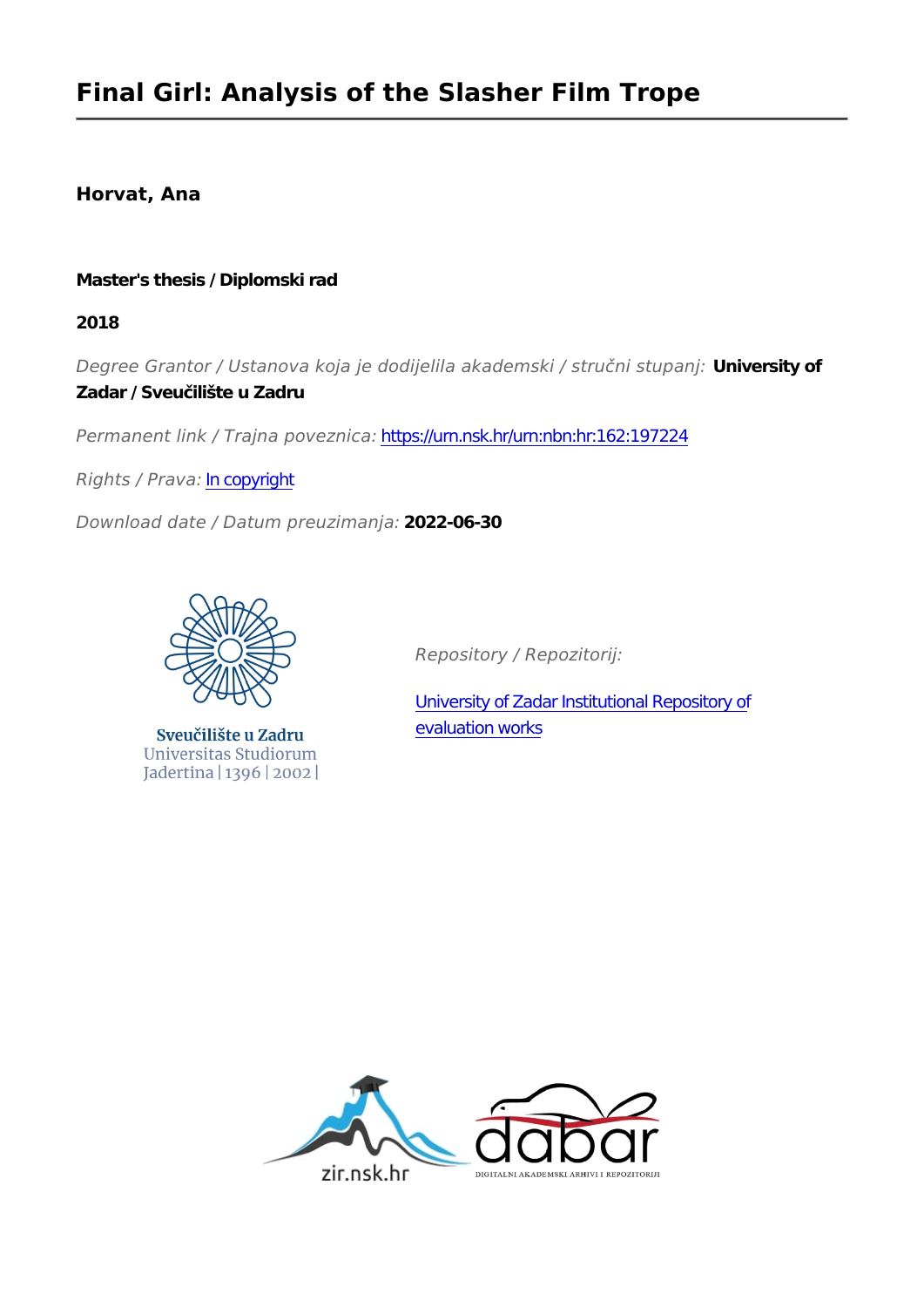# Final Girl: Analysis of the Slasher Film Trope

**Horvat, Ana**

**Master's thesis / Diplomski rad**

**2018**

*Degree Grantor / Ustanova koja je dodijelila akademski / stručni stupanj:* **University of Zadar / Sveučilište u Zadru**

*Permanent link / Trajna poveznica:* https://urn.nsk.hr/urn:nbn:hr:162:197224

*Rights / Prava:* In copyright

*Download date / Datum preuzimanja:* **2022-06-30**

Sveučilište u Zadru
Universitas Studiorum
Jadertina | 1396 | 2002 |

*Repository / Repozitorij:*

University of Zadar Institutional Repository of evaluation works

zir.nsk.hr

dabar
DIGITALNI AKADEMSKI ARHIVI I REPOZITORIJI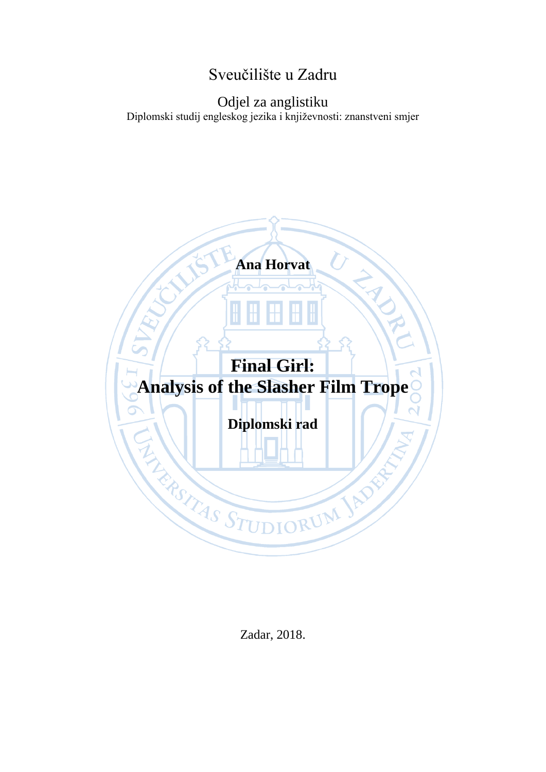Sveučilište u Zadru

Odjel za anglistiku

Diplomski studij engleskog jezika i književnosti: znanstveni smjer

**Ana Horvat**

# Final Girl: Analysis of the Slasher Film Trope

**Diplomski rad**

Zadar, 2018.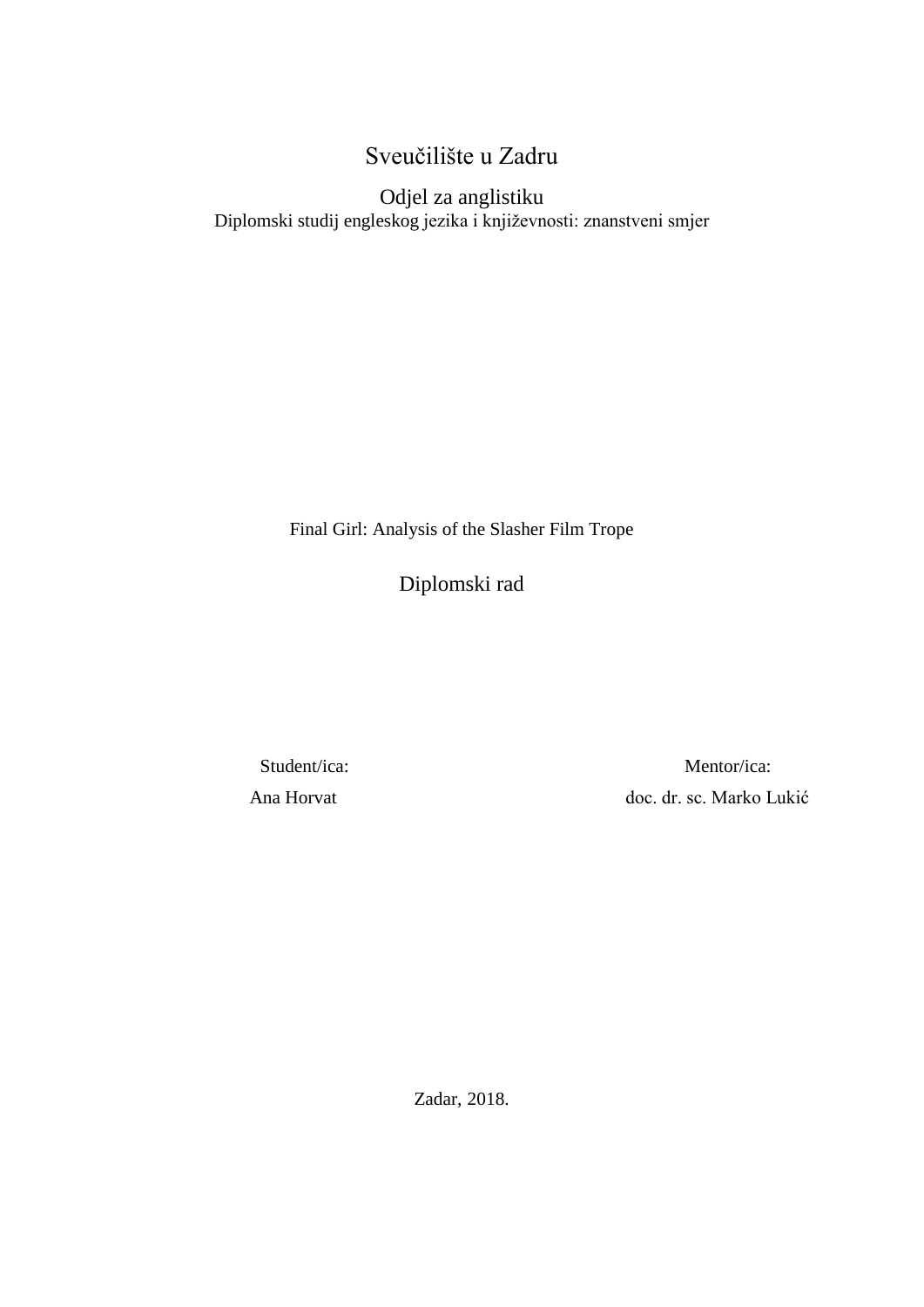Sveučilište u Zadru

Odjel za anglistiku

Diplomski studij engleskog jezika i književnosti: znanstveni smjer

Final Girl: Analysis of the Slasher Film Trope

Diplomski rad

| Student/ica: | Mentor/ica: |
| --- | --- |
| Ana Horvat | doc. dr. sc. Marko Lukić |

Zadar, 2018.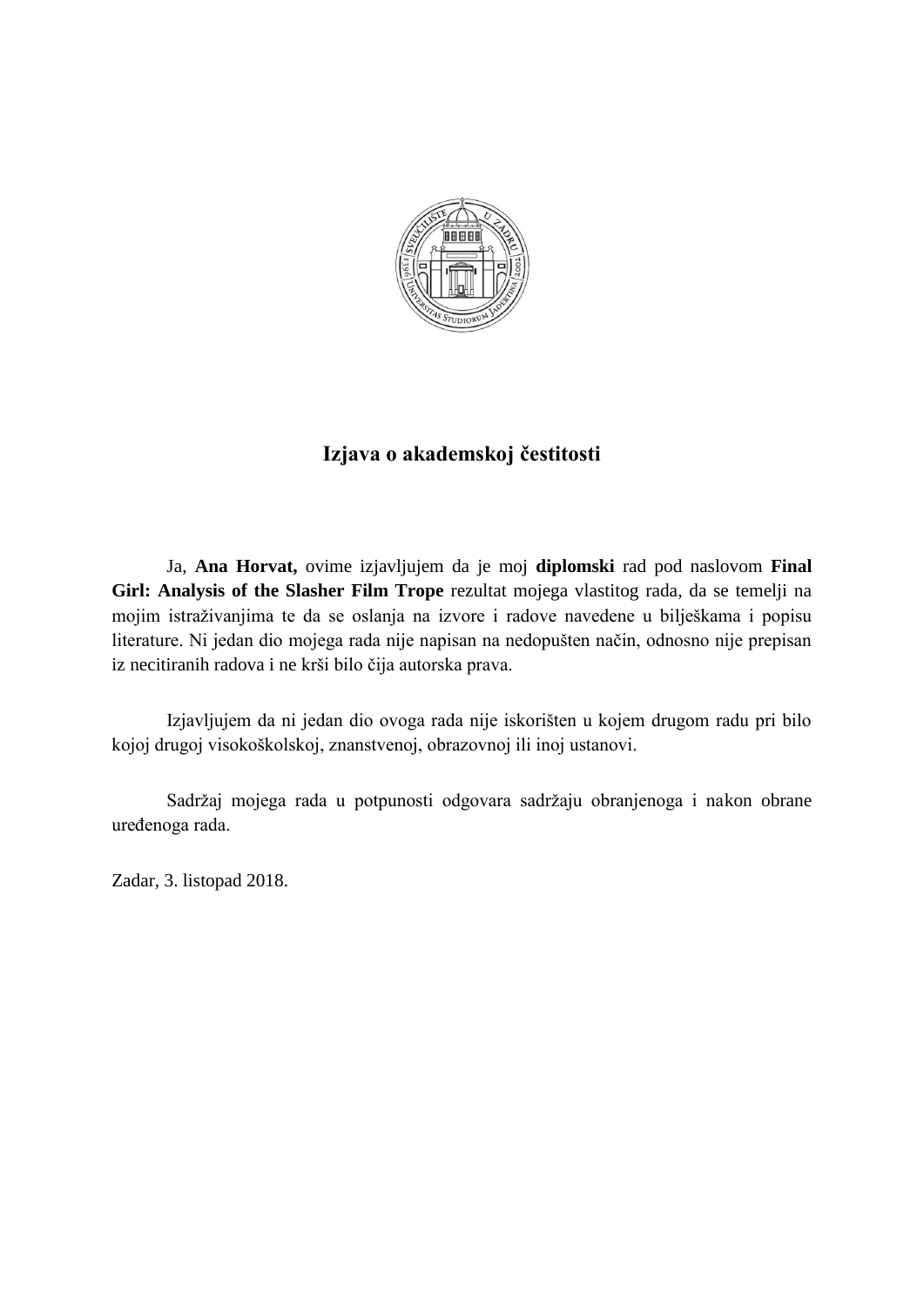## Izjava o akademskoj čestitosti

Ja, **Ana Horvat,** ovime izjavljujem da je moj **diplomski** rad pod naslovom **Final Girl: Analysis of the Slasher Film Trope** rezultat mojega vlastitog rada, da se temelji na mojim istraživanjima te da se oslanja na izvore i radove navedene u bilješkama i popisu literature. Ni jedan dio mojega rada nije napisan na nedopušten način, odnosno nije prepisan iz necitiranih radova i ne krši bilo čija autorska prava.

Izjavljujem da ni jedan dio ovoga rada nije iskorišten u kojem drugom radu pri bilo kojoj drugoj visokoškolskoj, znanstvenoj, obrazovnoj ili inoj ustanovi.

Sadržaj mojega rada u potpunosti odgovara sadržaju obranjenoga i nakon obrane uređenoga rada.

Zadar, 3. listopad 2018.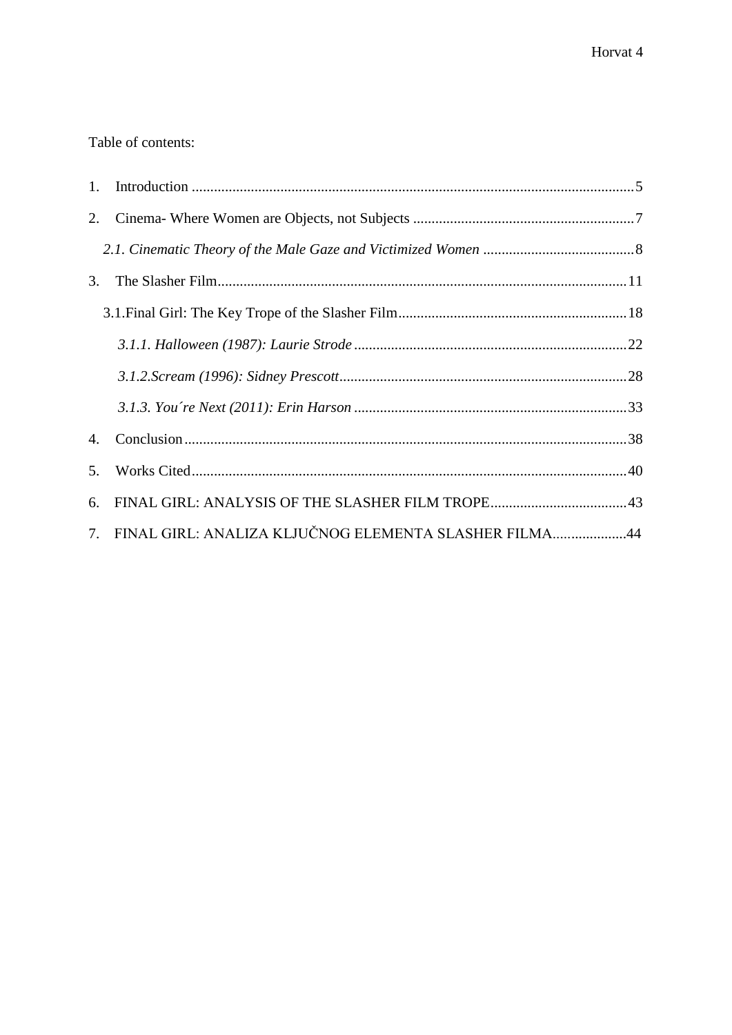Table of contents:

1. Introduction ........................................................................................................................5
2. Cinema- Where Women are Objects, not Subjects ............................................................7
   *2.1. Cinematic Theory of the Male Gaze and Victimized Women* .........................................8
3. The Slasher Film..............................................................................................................11
   3.1.Final Girl: The Key Trope of the Slasher Film..............................................................18
      *3.1.1. Halloween (1987): Laurie Strode* ..........................................................................22
      *3.1.2.Scream (1996): Sidney Prescott*..............................................................................28
      *3.1.3. You´re Next (2011): Erin Harson* ..........................................................................33
4. Conclusion........................................................................................................................38
5. Works Cited......................................................................................................................40
6. FINAL GIRL: ANALYSIS OF THE SLASHER FILM TROPE.....................................43
7. FINAL GIRL: ANALIZA KLJUČNOG ELEMENTA SLASHER FILMA....................44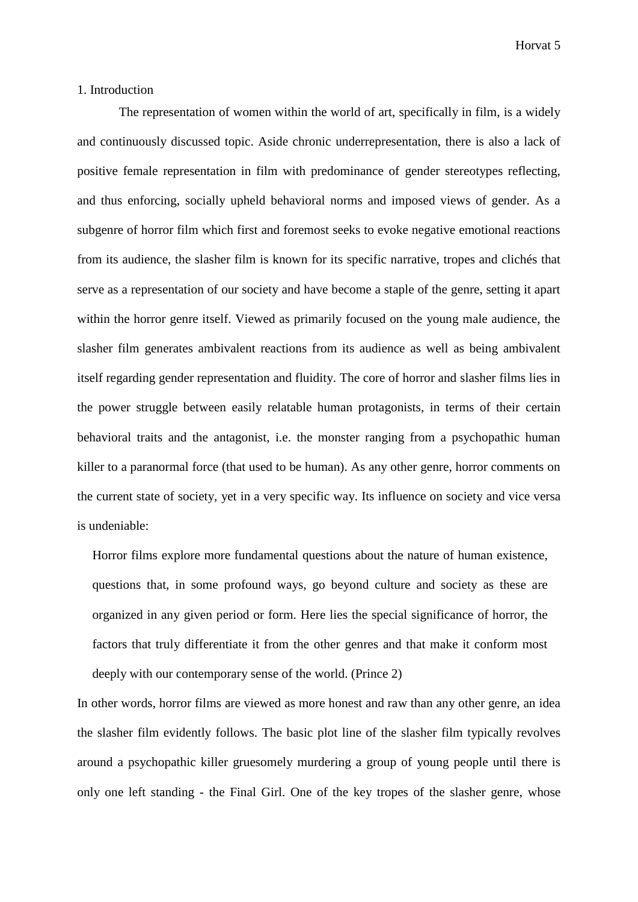## 1. Introduction

The representation of women within the world of art, specifically in film, is a widely and continuously discussed topic. Aside chronic underrepresentation, there is also a lack of positive female representation in film with predominance of gender stereotypes reflecting, and thus enforcing, socially upheld behavioral norms and imposed views of gender. As a subgenre of horror film which first and foremost seeks to evoke negative emotional reactions from its audience, the slasher film is known for its specific narrative, tropes and clichés that serve as a representation of our society and have become a staple of the genre, setting it apart within the horror genre itself. Viewed as primarily focused on the young male audience, the slasher film generates ambivalent reactions from its audience as well as being ambivalent itself regarding gender representation and fluidity. The core of horror and slasher films lies in the power struggle between easily relatable human protagonists, in terms of their certain behavioral traits and the antagonist, i.e. the monster ranging from a psychopathic human killer to a paranormal force (that used to be human). As any other genre, horror comments on the current state of society, yet in a very specific way. Its influence on society and vice versa is undeniable:

> Horror films explore more fundamental questions about the nature of human existence, questions that, in some profound ways, go beyond culture and society as these are organized in any given period or form. Here lies the special significance of horror, the factors that truly differentiate it from the other genres and that make it conform most deeply with our contemporary sense of the world. (Prince 2)

In other words, horror films are viewed as more honest and raw than any other genre, an idea the slasher film evidently follows. The basic plot line of the slasher film typically revolves around a psychopathic killer gruesomely murdering a group of young people until there is only one left standing - the Final Girl. One of the key tropes of the slasher genre, whose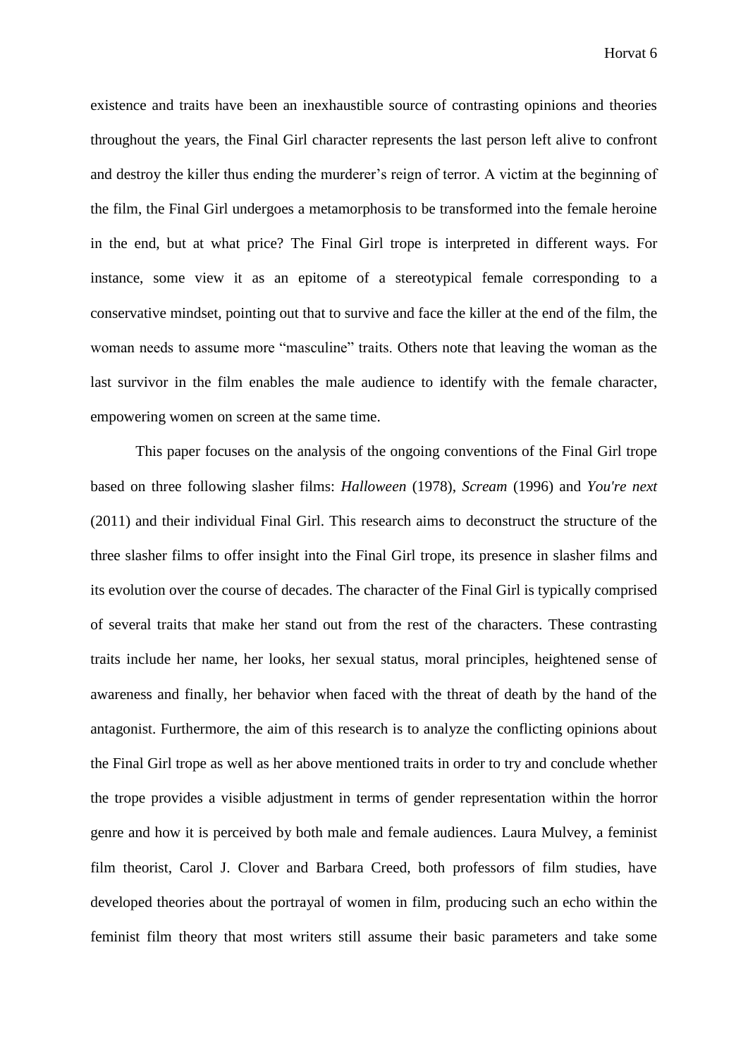existence and traits have been an inexhaustible source of contrasting opinions and theories throughout the years, the Final Girl character represents the last person left alive to confront and destroy the killer thus ending the murderer's reign of terror. A victim at the beginning of the film, the Final Girl undergoes a metamorphosis to be transformed into the female heroine in the end, but at what price? The Final Girl trope is interpreted in different ways. For instance, some view it as an epitome of a stereotypical female corresponding to a conservative mindset, pointing out that to survive and face the killer at the end of the film, the woman needs to assume more "masculine" traits. Others note that leaving the woman as the last survivor in the film enables the male audience to identify with the female character, empowering women on screen at the same time.

This paper focuses on the analysis of the ongoing conventions of the Final Girl trope based on three following slasher films: *Halloween* (1978), *Scream* (1996) and *You're next* (2011) and their individual Final Girl. This research aims to deconstruct the structure of the three slasher films to offer insight into the Final Girl trope, its presence in slasher films and its evolution over the course of decades. The character of the Final Girl is typically comprised of several traits that make her stand out from the rest of the characters. These contrasting traits include her name, her looks, her sexual status, moral principles, heightened sense of awareness and finally, her behavior when faced with the threat of death by the hand of the antagonist. Furthermore, the aim of this research is to analyze the conflicting opinions about the Final Girl trope as well as her above mentioned traits in order to try and conclude whether the trope provides a visible adjustment in terms of gender representation within the horror genre and how it is perceived by both male and female audiences. Laura Mulvey, a feminist film theorist, Carol J. Clover and Barbara Creed, both professors of film studies, have developed theories about the portrayal of women in film, producing such an echo within the feminist film theory that most writers still assume their basic parameters and take some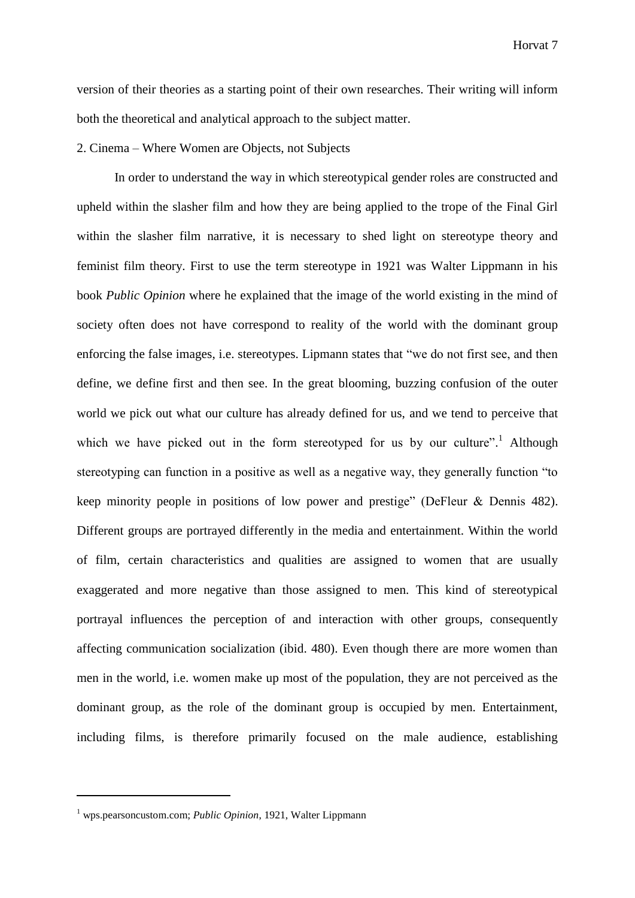version of their theories as a starting point of their own researches. Their writing will inform both the theoretical and analytical approach to the subject matter.

## 2. Cinema – Where Women are Objects, not Subjects

In order to understand the way in which stereotypical gender roles are constructed and upheld within the slasher film and how they are being applied to the trope of the Final Girl within the slasher film narrative, it is necessary to shed light on stereotype theory and feminist film theory. First to use the term stereotype in 1921 was Walter Lippmann in his book *Public Opinion* where he explained that the image of the world existing in the mind of society often does not have correspond to reality of the world with the dominant group enforcing the false images, i.e. stereotypes. Lipmann states that "we do not first see, and then define, we define first and then see. In the great blooming, buzzing confusion of the outer world we pick out what our culture has already defined for us, and we tend to perceive that which we have picked out in the form stereotyped for us by our culture".[1] Although stereotyping can function in a positive as well as a negative way, they generally function "to keep minority people in positions of low power and prestige" (DeFleur & Dennis 482). Different groups are portrayed differently in the media and entertainment. Within the world of film, certain characteristics and qualities are assigned to women that are usually exaggerated and more negative than those assigned to men. This kind of stereotypical portrayal influences the perception of and interaction with other groups, consequently affecting communication socialization (ibid. 480). Even though there are more women than men in the world, i.e. women make up most of the population, they are not perceived as the dominant group, as the role of the dominant group is occupied by men. Entertainment, including films, is therefore primarily focused on the male audience, establishing

---

[1] wps.pearsoncustom.com; *Public Opinion*, 1921, Walter Lippmann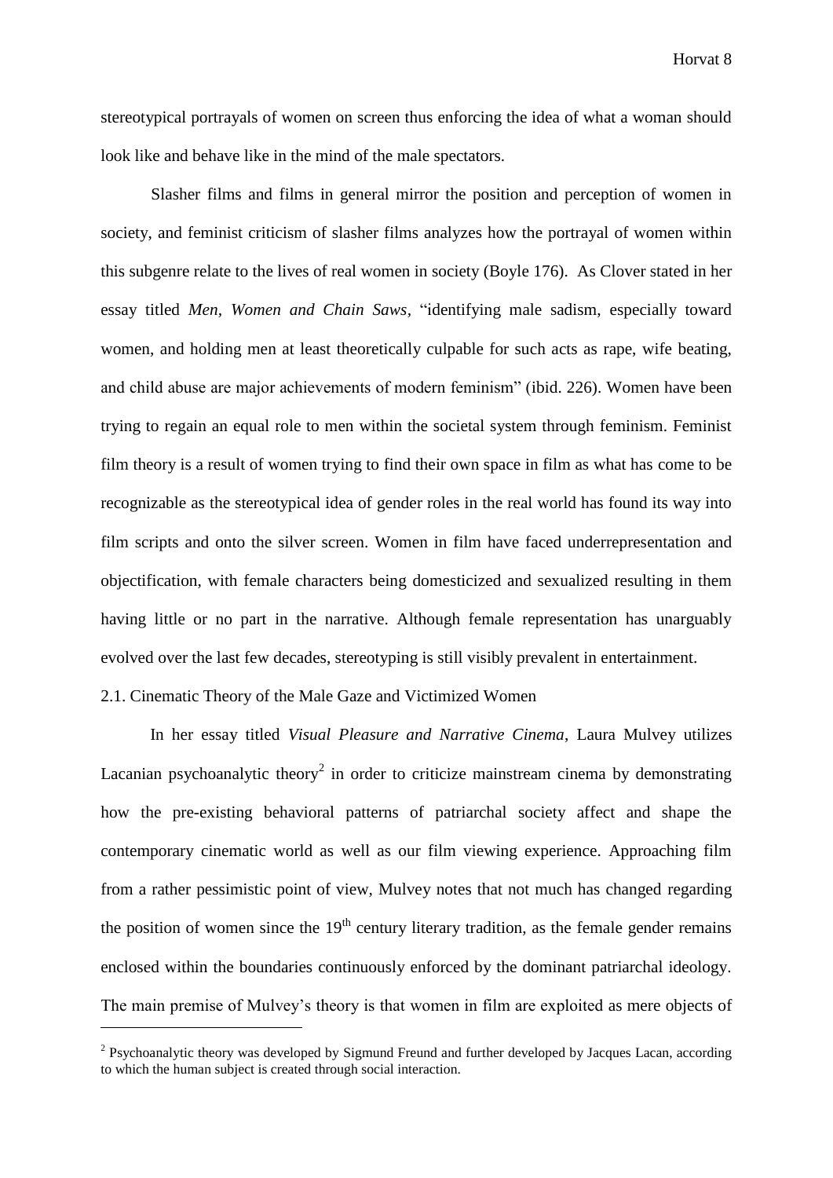stereotypical portrayals of women on screen thus enforcing the idea of what a woman should look like and behave like in the mind of the male spectators.

Slasher films and films in general mirror the position and perception of women in society, and feminist criticism of slasher films analyzes how the portrayal of women within this subgenre relate to the lives of real women in society (Boyle 176). As Clover stated in her essay titled *Men, Women and Chain Saws*, "identifying male sadism, especially toward women, and holding men at least theoretically culpable for such acts as rape, wife beating, and child abuse are major achievements of modern feminism" (ibid. 226). Women have been trying to regain an equal role to men within the societal system through feminism. Feminist film theory is a result of women trying to find their own space in film as what has come to be recognizable as the stereotypical idea of gender roles in the real world has found its way into film scripts and onto the silver screen. Women in film have faced underrepresentation and objectification, with female characters being domesticized and sexualized resulting in them having little or no part in the narrative. Although female representation has unarguably evolved over the last few decades, stereotyping is still visibly prevalent in entertainment.

## 2.1. Cinematic Theory of the Male Gaze and Victimized Women

In her essay titled *Visual Pleasure and Narrative Cinema*, Laura Mulvey utilizes Lacanian psychoanalytic theory[2] in order to criticize mainstream cinema by demonstrating how the pre-existing behavioral patterns of patriarchal society affect and shape the contemporary cinematic world as well as our film viewing experience. Approaching film from a rather pessimistic point of view, Mulvey notes that not much has changed regarding the position of women since the 19th century literary tradition, as the female gender remains enclosed within the boundaries continuously enforced by the dominant patriarchal ideology. The main premise of Mulvey's theory is that women in film are exploited as mere objects of

[2] Psychoanalytic theory was developed by Sigmund Freund and further developed by Jacques Lacan, according to which the human subject is created through social interaction.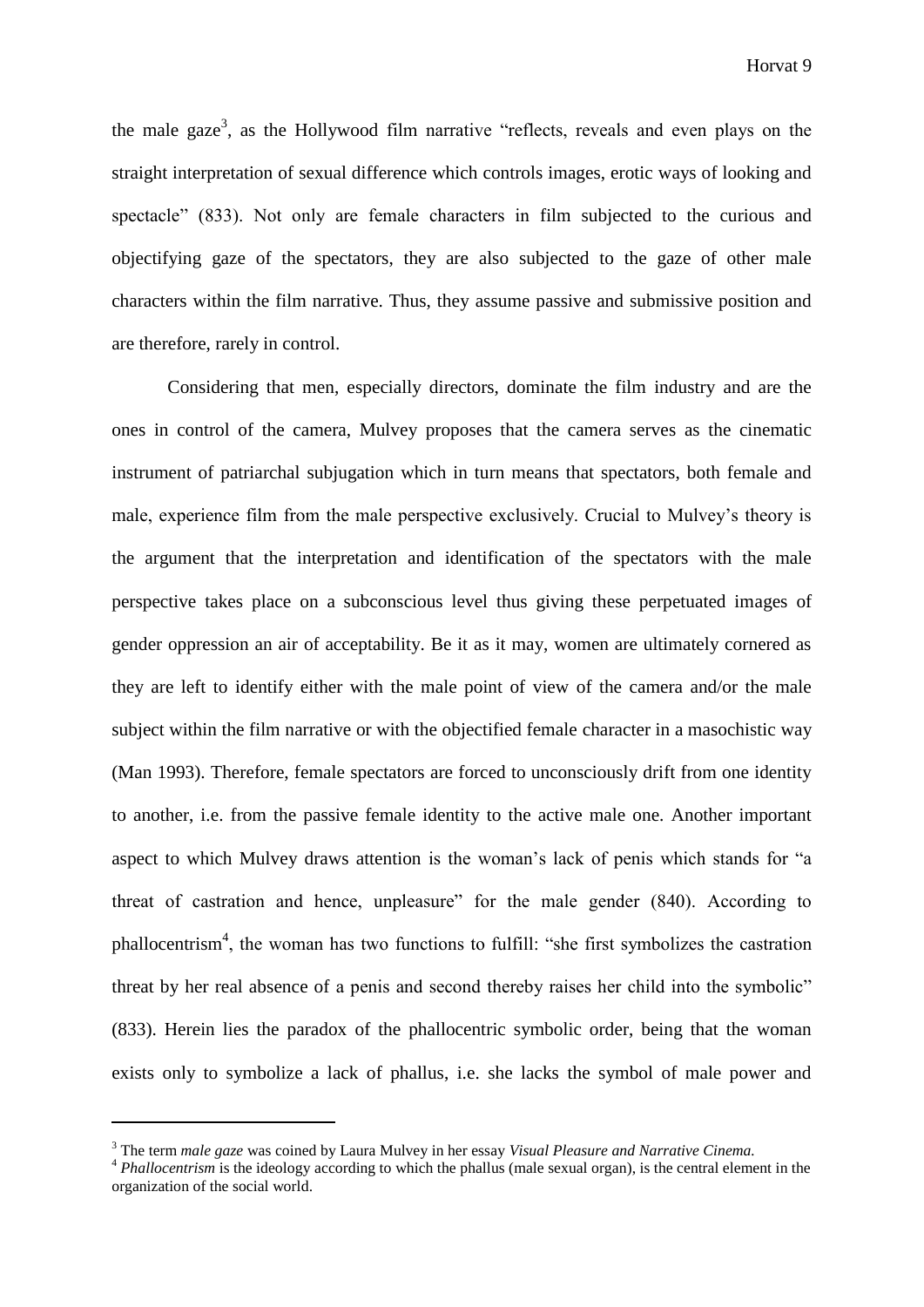the male gaze[3], as the Hollywood film narrative "reflects, reveals and even plays on the straight interpretation of sexual difference which controls images, erotic ways of looking and spectacle" (833). Not only are female characters in film subjected to the curious and objectifying gaze of the spectators, they are also subjected to the gaze of other male characters within the film narrative. Thus, they assume passive and submissive position and are therefore, rarely in control.

Considering that men, especially directors, dominate the film industry and are the ones in control of the camera, Mulvey proposes that the camera serves as the cinematic instrument of patriarchal subjugation which in turn means that spectators, both female and male, experience film from the male perspective exclusively. Crucial to Mulvey's theory is the argument that the interpretation and identification of the spectators with the male perspective takes place on a subconscious level thus giving these perpetuated images of gender oppression an air of acceptability. Be it as it may, women are ultimately cornered as they are left to identify either with the male point of view of the camera and/or the male subject within the film narrative or with the objectified female character in a masochistic way (Man 1993). Therefore, female spectators are forced to unconsciously drift from one identity to another, i.e. from the passive female identity to the active male one. Another important aspect to which Mulvey draws attention is the woman's lack of penis which stands for "a threat of castration and hence, unpleasure" for the male gender (840). According to phallocentrism[4], the woman has two functions to fulfill: "she first symbolizes the castration threat by her real absence of a penis and second thereby raises her child into the symbolic" (833). Herein lies the paradox of the phallocentric symbolic order, being that the woman exists only to symbolize a lack of phallus, i.e. she lacks the symbol of male power and

---

[3] The term *male gaze* was coined by Laura Mulvey in her essay *Visual Pleasure and Narrative Cinema.*

[4] *Phallocentrism* is the ideology according to which the phallus (male sexual organ), is the central element in the organization of the social world.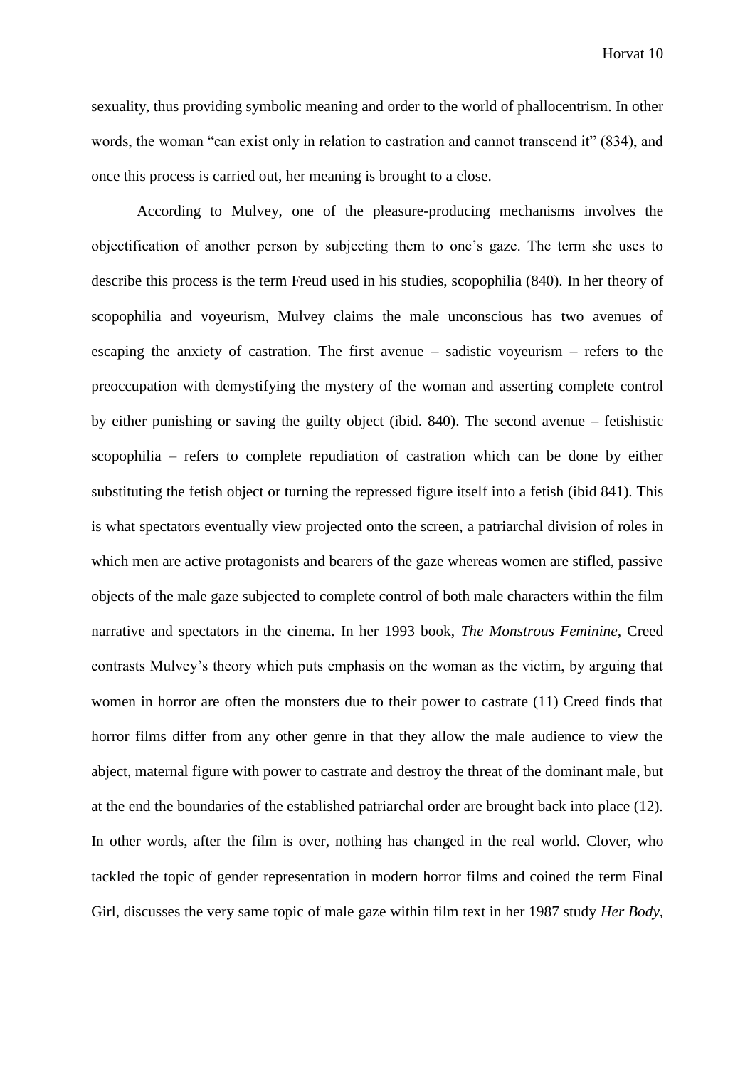sexuality, thus providing symbolic meaning and order to the world of phallocentrism. In other words, the woman "can exist only in relation to castration and cannot transcend it" (834), and once this process is carried out, her meaning is brought to a close.

According to Mulvey, one of the pleasure-producing mechanisms involves the objectification of another person by subjecting them to one's gaze. The term she uses to describe this process is the term Freud used in his studies, scopophilia (840). In her theory of scopophilia and voyeurism, Mulvey claims the male unconscious has two avenues of escaping the anxiety of castration. The first avenue – sadistic voyeurism – refers to the preoccupation with demystifying the mystery of the woman and asserting complete control by either punishing or saving the guilty object (ibid. 840). The second avenue – fetishistic scopophilia – refers to complete repudiation of castration which can be done by either substituting the fetish object or turning the repressed figure itself into a fetish (ibid 841). This is what spectators eventually view projected onto the screen, a patriarchal division of roles in which men are active protagonists and bearers of the gaze whereas women are stifled, passive objects of the male gaze subjected to complete control of both male characters within the film narrative and spectators in the cinema. In her 1993 book, *The Monstrous Feminine*, Creed contrasts Mulvey's theory which puts emphasis on the woman as the victim, by arguing that women in horror are often the monsters due to their power to castrate (11) Creed finds that horror films differ from any other genre in that they allow the male audience to view the abject, maternal figure with power to castrate and destroy the threat of the dominant male, but at the end the boundaries of the established patriarchal order are brought back into place (12). In other words, after the film is over, nothing has changed in the real world. Clover, who tackled the topic of gender representation in modern horror films and coined the term Final Girl, discusses the very same topic of male gaze within film text in her 1987 study *Her Body,*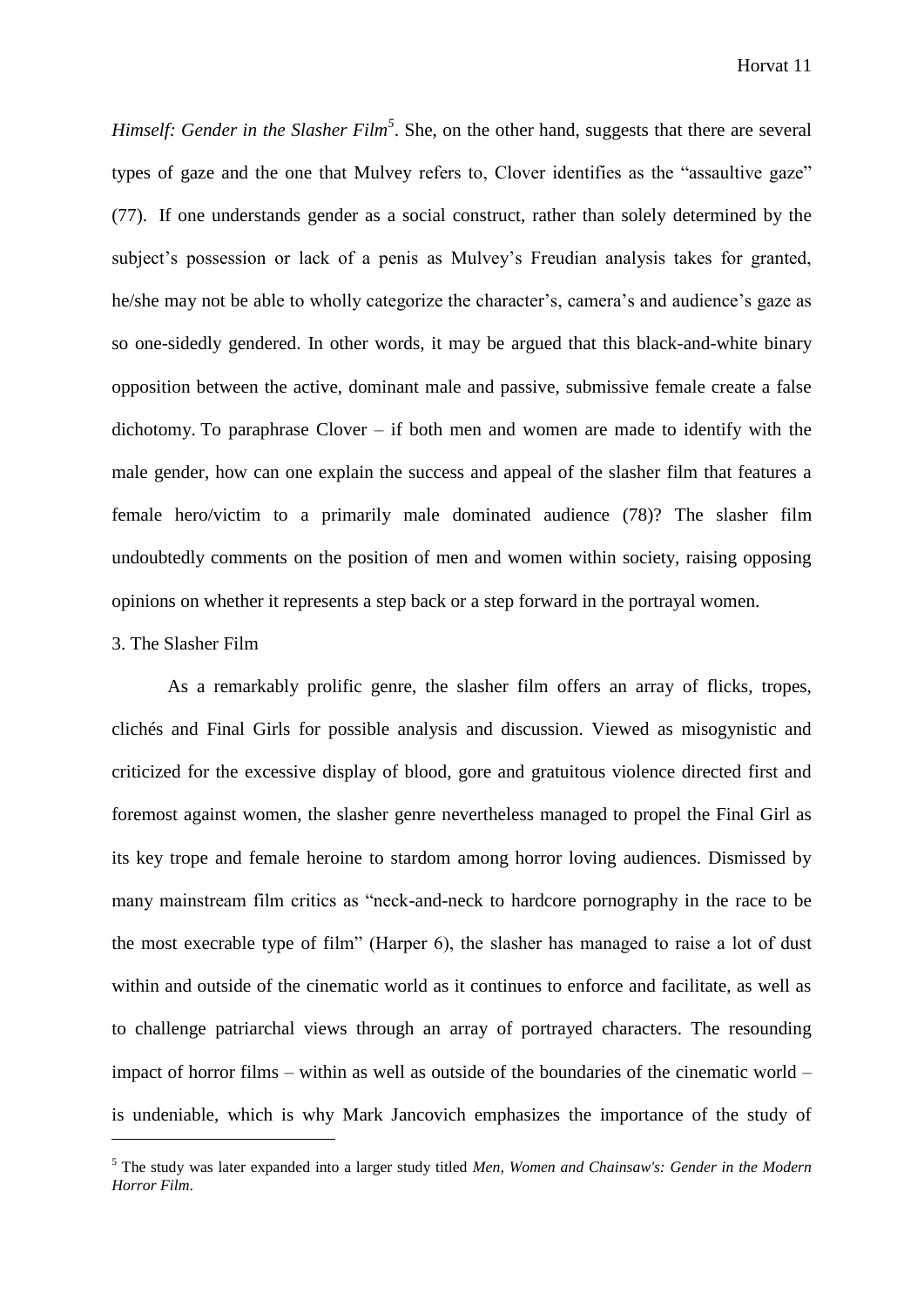*Himself: Gender in the Slasher Film*[5]. She, on the other hand, suggests that there are several types of gaze and the one that Mulvey refers to, Clover identifies as the "assaultive gaze" (77). If one understands gender as a social construct, rather than solely determined by the subject's possession or lack of a penis as Mulvey's Freudian analysis takes for granted, he/she may not be able to wholly categorize the character's, camera's and audience's gaze as so one-sidedly gendered. In other words, it may be argued that this black-and-white binary opposition between the active, dominant male and passive, submissive female create a false dichotomy. To paraphrase Clover – if both men and women are made to identify with the male gender, how can one explain the success and appeal of the slasher film that features a female hero/victim to a primarily male dominated audience (78)? The slasher film undoubtedly comments on the position of men and women within society, raising opposing opinions on whether it represents a step back or a step forward in the portrayal women.

## 3. The Slasher Film

As a remarkably prolific genre, the slasher film offers an array of flicks, tropes, clichés and Final Girls for possible analysis and discussion. Viewed as misogynistic and criticized for the excessive display of blood, gore and gratuitous violence directed first and foremost against women, the slasher genre nevertheless managed to propel the Final Girl as its key trope and female heroine to stardom among horror loving audiences. Dismissed by many mainstream film critics as "neck-and-neck to hardcore pornography in the race to be the most execrable type of film" (Harper 6), the slasher has managed to raise a lot of dust within and outside of the cinematic world as it continues to enforce and facilitate, as well as to challenge patriarchal views through an array of portrayed characters. The resounding impact of horror films – within as well as outside of the boundaries of the cinematic world – is undeniable, which is why Mark Jancovich emphasizes the importance of the study of

[5] The study was later expanded into a larger study titled *Men, Women and Chainsaw's: Gender in the Modern Horror Film*.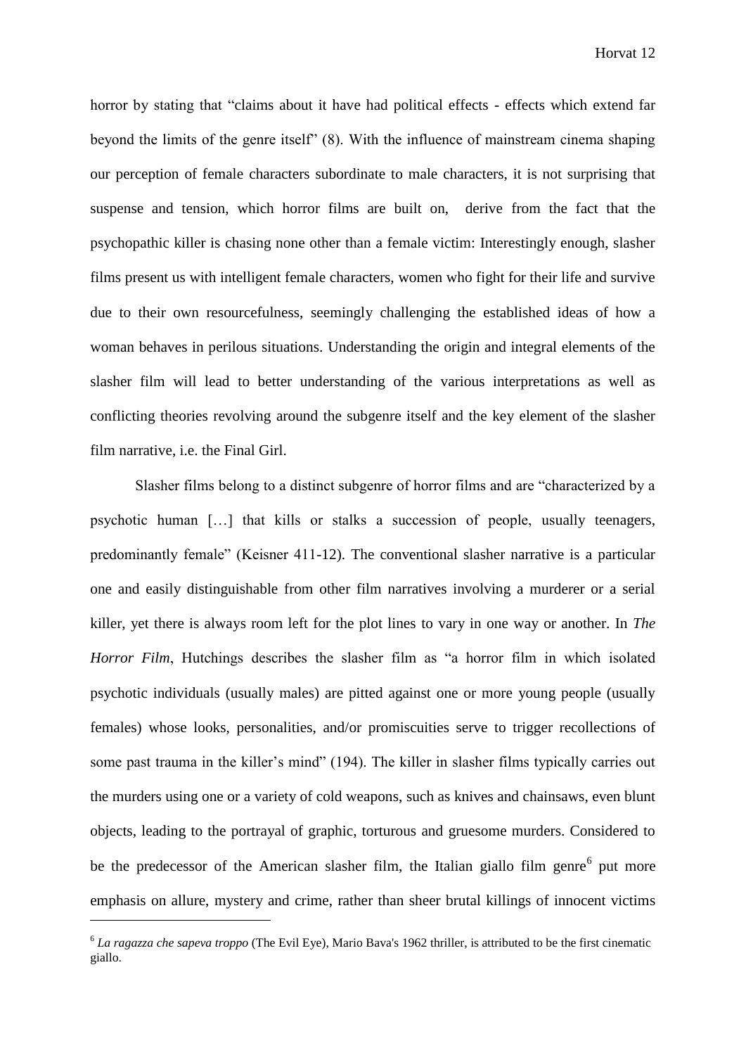horror by stating that "claims about it have had political effects - effects which extend far beyond the limits of the genre itself" (8). With the influence of mainstream cinema shaping our perception of female characters subordinate to male characters, it is not surprising that suspense and tension, which horror films are built on, derive from the fact that the psychopathic killer is chasing none other than a female victim: Interestingly enough, slasher films present us with intelligent female characters, women who fight for their life and survive due to their own resourcefulness, seemingly challenging the established ideas of how a woman behaves in perilous situations. Understanding the origin and integral elements of the slasher film will lead to better understanding of the various interpretations as well as conflicting theories revolving around the subgenre itself and the key element of the slasher film narrative, i.e. the Final Girl.

Slasher films belong to a distinct subgenre of horror films and are "characterized by a psychotic human […] that kills or stalks a succession of people, usually teenagers, predominantly female" (Keisner 411-12). The conventional slasher narrative is a particular one and easily distinguishable from other film narratives involving a murderer or a serial killer, yet there is always room left for the plot lines to vary in one way or another. In *The Horror Film*, Hutchings describes the slasher film as "a horror film in which isolated psychotic individuals (usually males) are pitted against one or more young people (usually females) whose looks, personalities, and/or promiscuities serve to trigger recollections of some past trauma in the killer's mind" (194). The killer in slasher films typically carries out the murders using one or a variety of cold weapons, such as knives and chainsaws, even blunt objects, leading to the portrayal of graphic, torturous and gruesome murders. Considered to be the predecessor of the American slasher film, the Italian giallo film genre[6] put more emphasis on allure, mystery and crime, rather than sheer brutal killings of innocent victims

[6] *La ragazza che sapeva troppo* (The Evil Eye), Mario Bava's 1962 thriller, is attributed to be the first cinematic giallo.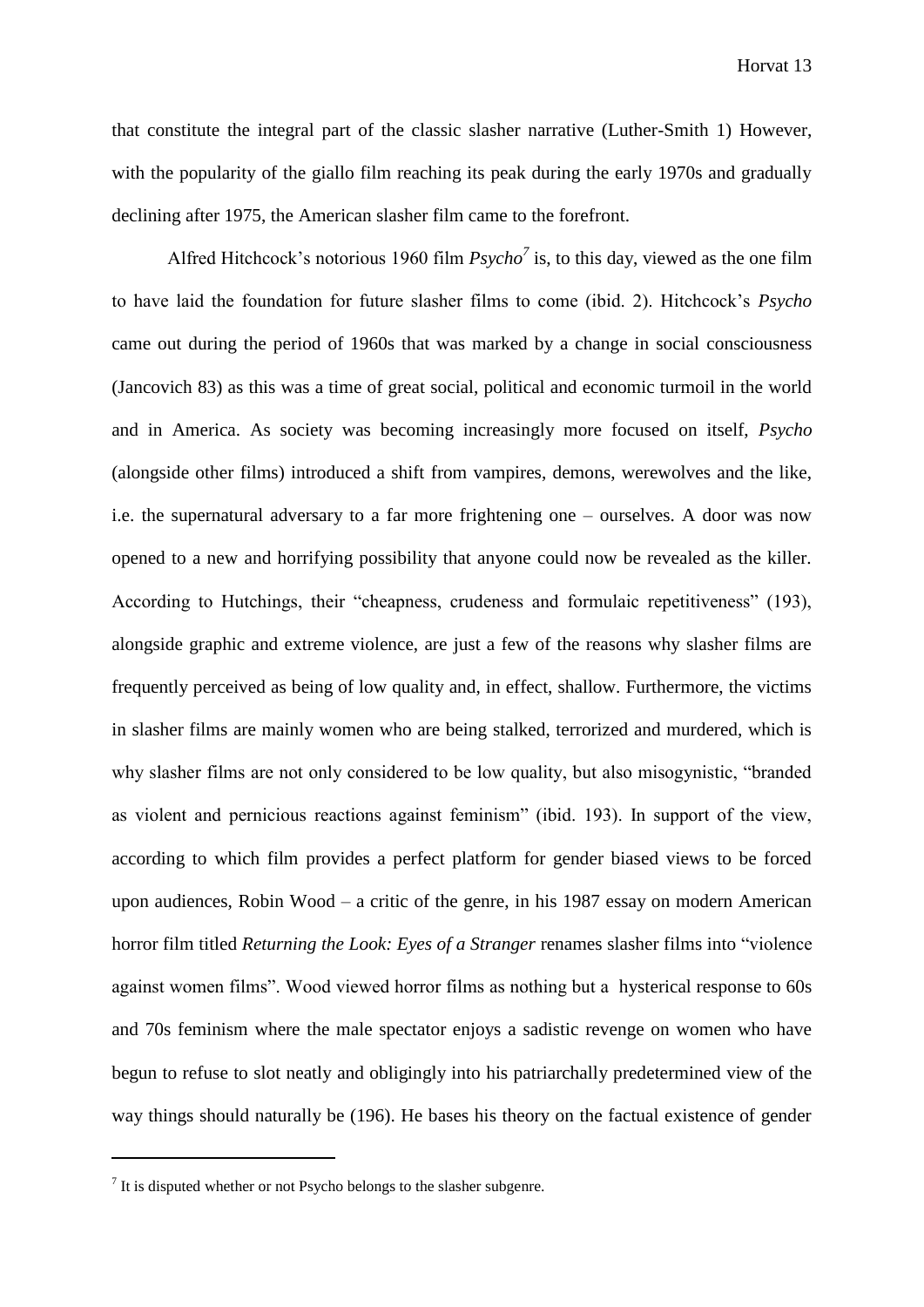that constitute the integral part of the classic slasher narrative (Luther-Smith 1) However, with the popularity of the giallo film reaching its peak during the early 1970s and gradually declining after 1975, the American slasher film came to the forefront.

Alfred Hitchcock's notorious 1960 film *Psycho*[7] is, to this day, viewed as the one film to have laid the foundation for future slasher films to come (ibid. 2). Hitchcock's *Psycho* came out during the period of 1960s that was marked by a change in social consciousness (Jancovich 83) as this was a time of great social, political and economic turmoil in the world and in America. As society was becoming increasingly more focused on itself, *Psycho* (alongside other films) introduced a shift from vampires, demons, werewolves and the like, i.e. the supernatural adversary to a far more frightening one – ourselves. A door was now opened to a new and horrifying possibility that anyone could now be revealed as the killer. According to Hutchings, their "cheapness, crudeness and formulaic repetitiveness" (193), alongside graphic and extreme violence, are just a few of the reasons why slasher films are frequently perceived as being of low quality and, in effect, shallow. Furthermore, the victims in slasher films are mainly women who are being stalked, terrorized and murdered, which is why slasher films are not only considered to be low quality, but also misogynistic, "branded as violent and pernicious reactions against feminism" (ibid. 193). In support of the view, according to which film provides a perfect platform for gender biased views to be forced upon audiences, Robin Wood – a critic of the genre, in his 1987 essay on modern American horror film titled *Returning the Look: Eyes of a Stranger* renames slasher films into "violence against women films". Wood viewed horror films as nothing but a hysterical response to 60s and 70s feminism where the male spectator enjoys a sadistic revenge on women who have begun to refuse to slot neatly and obligingly into his patriarchally predetermined view of the way things should naturally be (196). He bases his theory on the factual existence of gender

---

[7] It is disputed whether or not Psycho belongs to the slasher subgenre.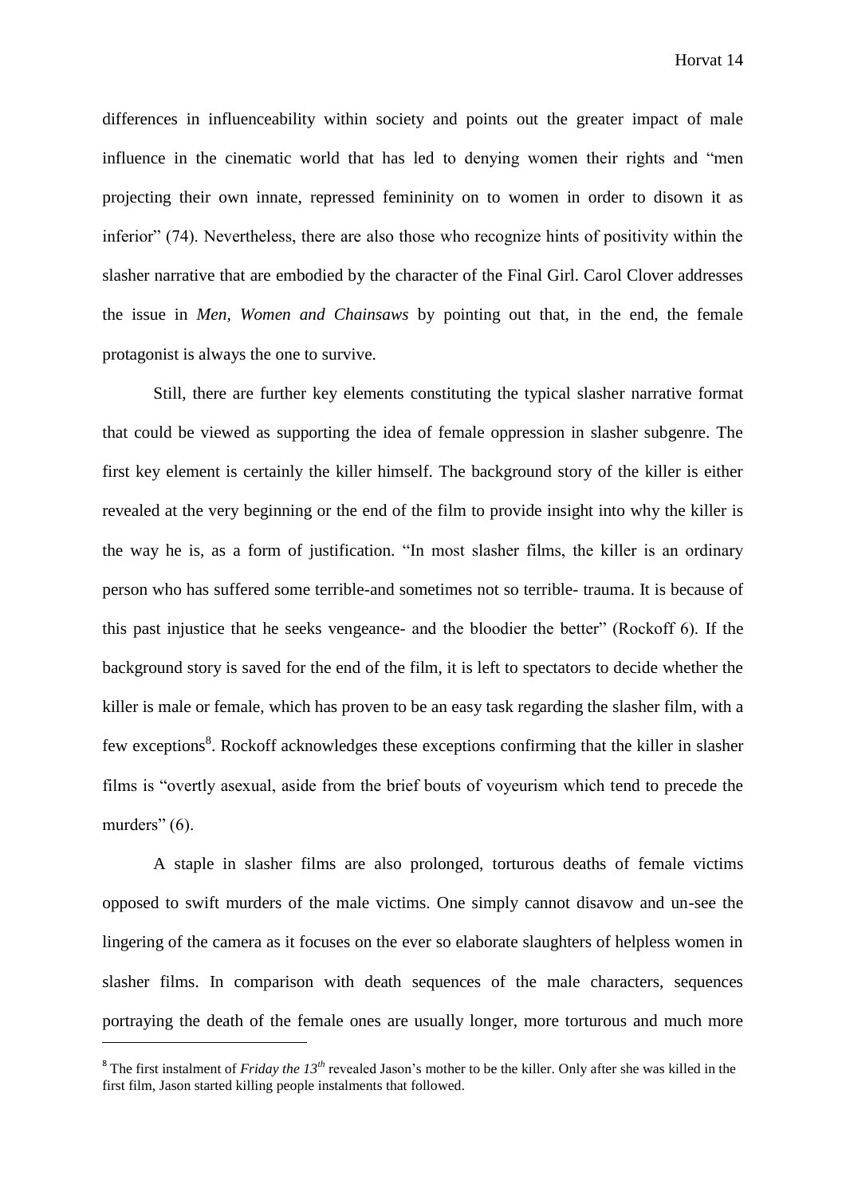differences in influenceability within society and points out the greater impact of male influence in the cinematic world that has led to denying women their rights and "men projecting their own innate, repressed femininity on to women in order to disown it as inferior" (74). Nevertheless, there are also those who recognize hints of positivity within the slasher narrative that are embodied by the character of the Final Girl. Carol Clover addresses the issue in *Men, Women and Chainsaws* by pointing out that, in the end, the female protagonist is always the one to survive.

Still, there are further key elements constituting the typical slasher narrative format that could be viewed as supporting the idea of female oppression in slasher subgenre. The first key element is certainly the killer himself. The background story of the killer is either revealed at the very beginning or the end of the film to provide insight into why the killer is the way he is, as a form of justification. "In most slasher films, the killer is an ordinary person who has suffered some terrible-and sometimes not so terrible- trauma. It is because of this past injustice that he seeks vengeance- and the bloodier the better" (Rockoff 6). If the background story is saved for the end of the film, it is left to spectators to decide whether the killer is male or female, which has proven to be an easy task regarding the slasher film, with a few exceptions[8]. Rockoff acknowledges these exceptions confirming that the killer in slasher films is "overtly asexual, aside from the brief bouts of voyeurism which tend to precede the murders" (6).

A staple in slasher films are also prolonged, torturous deaths of female victims opposed to swift murders of the male victims. One simply cannot disavow and un-see the lingering of the camera as it focuses on the ever so elaborate slaughters of helpless women in slasher films. In comparison with death sequences of the male characters, sequences portraying the death of the female ones are usually longer, more torturous and much more

[8] The first instalment of *Friday the 13th* revealed Jason's mother to be the killer. Only after she was killed in the first film, Jason started killing people instalments that followed.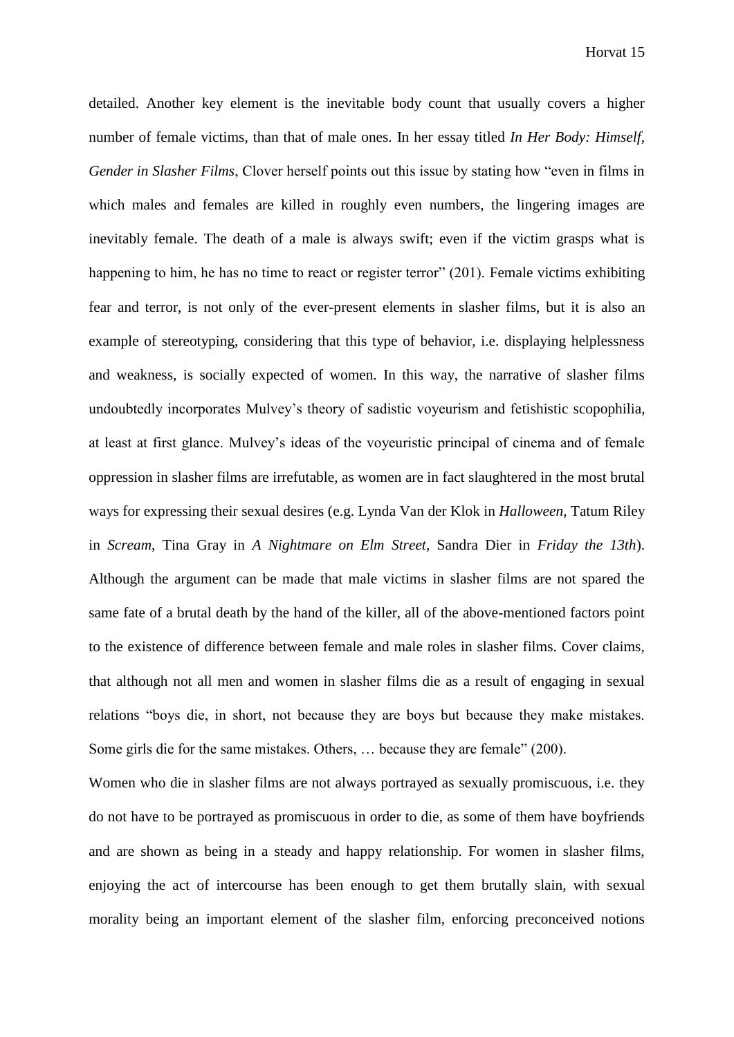detailed. Another key element is the inevitable body count that usually covers a higher number of female victims, than that of male ones. In her essay titled *In Her Body: Himself, Gender in Slasher Films*, Clover herself points out this issue by stating how "even in films in which males and females are killed in roughly even numbers, the lingering images are inevitably female. The death of a male is always swift; even if the victim grasps what is happening to him, he has no time to react or register terror" (201). Female victims exhibiting fear and terror, is not only of the ever-present elements in slasher films, but it is also an example of stereotyping, considering that this type of behavior, i.e. displaying helplessness and weakness, is socially expected of women. In this way, the narrative of slasher films undoubtedly incorporates Mulvey's theory of sadistic voyeurism and fetishistic scopophilia, at least at first glance. Mulvey's ideas of the voyeuristic principal of cinema and of female oppression in slasher films are irrefutable, as women are in fact slaughtered in the most brutal ways for expressing their sexual desires (e.g. Lynda Van der Klok in *Halloween*, Tatum Riley in *Scream*, Tina Gray in *A Nightmare on Elm Street*, Sandra Dier in *Friday the 13th*). Although the argument can be made that male victims in slasher films are not spared the same fate of a brutal death by the hand of the killer, all of the above-mentioned factors point to the existence of difference between female and male roles in slasher films. Cover claims, that although not all men and women in slasher films die as a result of engaging in sexual relations "boys die, in short, not because they are boys but because they make mistakes. Some girls die for the same mistakes. Others, … because they are female" (200).

Women who die in slasher films are not always portrayed as sexually promiscuous, i.e. they do not have to be portrayed as promiscuous in order to die, as some of them have boyfriends and are shown as being in a steady and happy relationship. For women in slasher films, enjoying the act of intercourse has been enough to get them brutally slain, with sexual morality being an important element of the slasher film, enforcing preconceived notions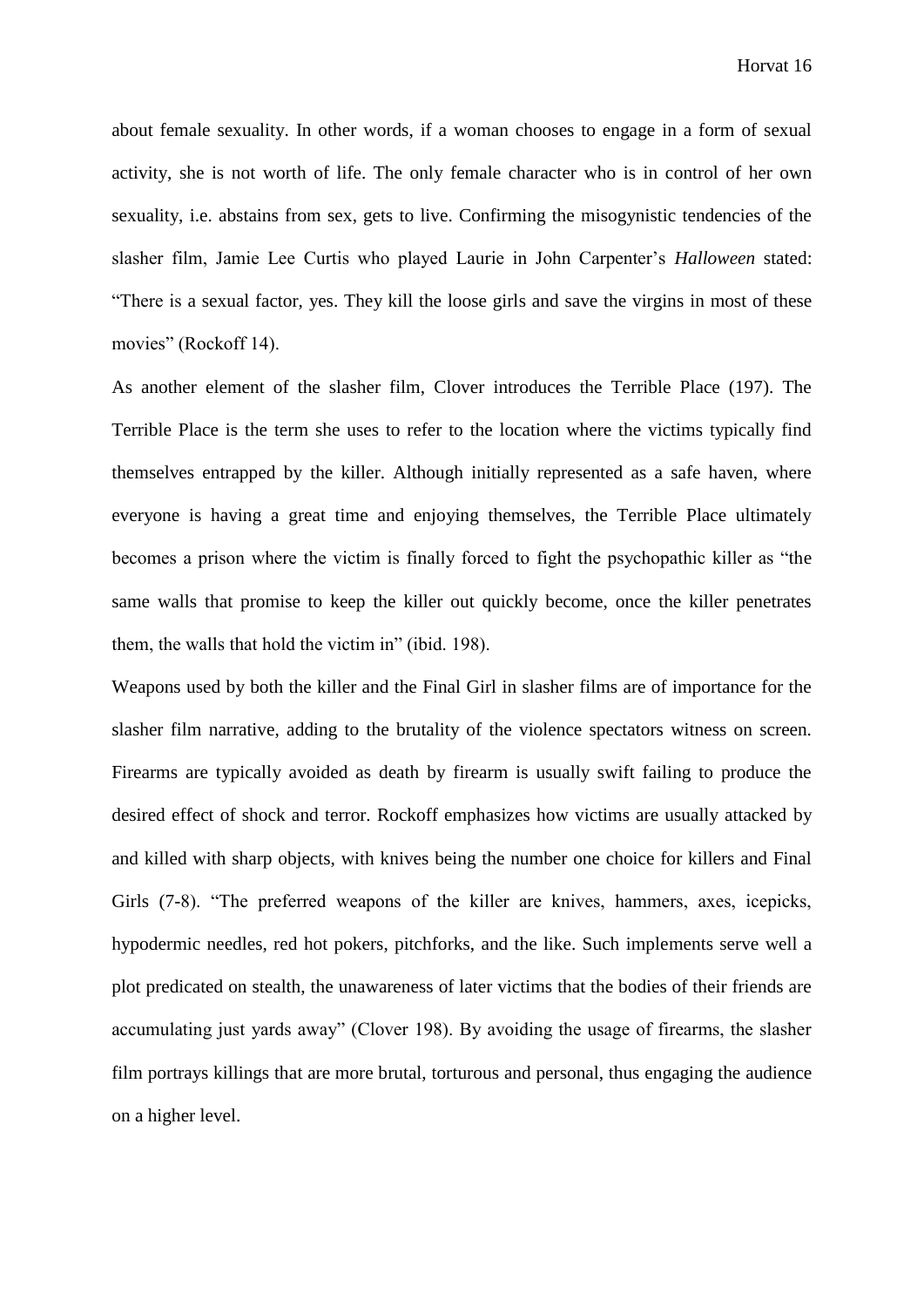about female sexuality. In other words, if a woman chooses to engage in a form of sexual activity, she is not worth of life. The only female character who is in control of her own sexuality, i.e. abstains from sex, gets to live. Confirming the misogynistic tendencies of the slasher film, Jamie Lee Curtis who played Laurie in John Carpenter's *Halloween* stated: "There is a sexual factor, yes. They kill the loose girls and save the virgins in most of these movies" (Rockoff 14).

As another element of the slasher film, Clover introduces the Terrible Place (197). The Terrible Place is the term she uses to refer to the location where the victims typically find themselves entrapped by the killer. Although initially represented as a safe haven, where everyone is having a great time and enjoying themselves, the Terrible Place ultimately becomes a prison where the victim is finally forced to fight the psychopathic killer as "the same walls that promise to keep the killer out quickly become, once the killer penetrates them, the walls that hold the victim in" (ibid. 198).

Weapons used by both the killer and the Final Girl in slasher films are of importance for the slasher film narrative, adding to the brutality of the violence spectators witness on screen. Firearms are typically avoided as death by firearm is usually swift failing to produce the desired effect of shock and terror. Rockoff emphasizes how victims are usually attacked by and killed with sharp objects, with knives being the number one choice for killers and Final Girls (7-8). "The preferred weapons of the killer are knives, hammers, axes, icepicks, hypodermic needles, red hot pokers, pitchforks, and the like. Such implements serve well a plot predicated on stealth, the unawareness of later victims that the bodies of their friends are accumulating just yards away" (Clover 198). By avoiding the usage of firearms, the slasher film portrays killings that are more brutal, torturous and personal, thus engaging the audience on a higher level.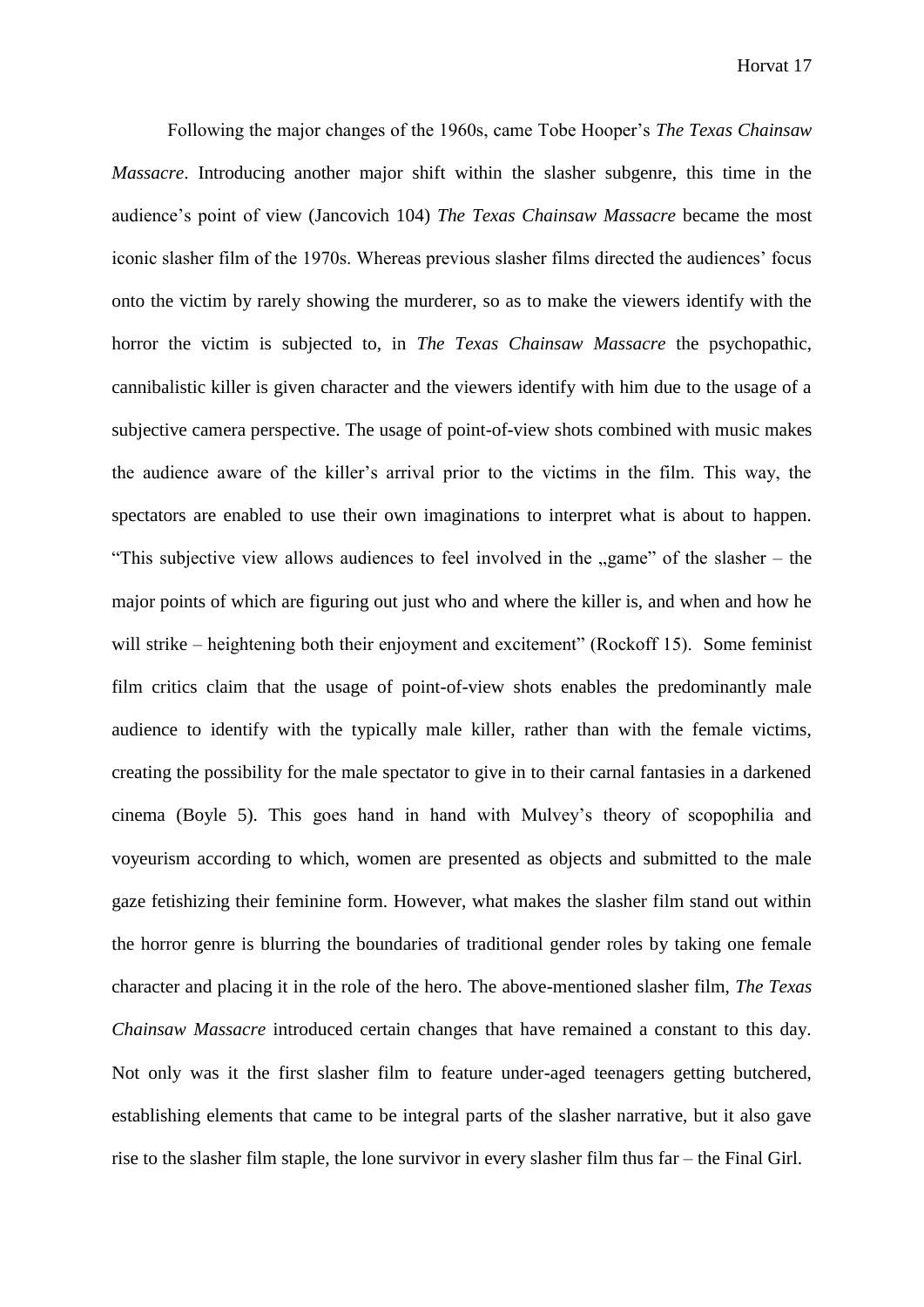Following the major changes of the 1960s, came Tobe Hooper's *The Texas Chainsaw Massacre*. Introducing another major shift within the slasher subgenre, this time in the audience's point of view (Jancovich 104) *The Texas Chainsaw Massacre* became the most iconic slasher film of the 1970s. Whereas previous slasher films directed the audiences' focus onto the victim by rarely showing the murderer, so as to make the viewers identify with the horror the victim is subjected to, in *The Texas Chainsaw Massacre* the psychopathic, cannibalistic killer is given character and the viewers identify with him due to the usage of a subjective camera perspective. The usage of point-of-view shots combined with music makes the audience aware of the killer's arrival prior to the victims in the film. This way, the spectators are enabled to use their own imaginations to interpret what is about to happen. "This subjective view allows audiences to feel involved in the „game" of the slasher – the major points of which are figuring out just who and where the killer is, and when and how he will strike – heightening both their enjoyment and excitement" (Rockoff 15). Some feminist film critics claim that the usage of point-of-view shots enables the predominantly male audience to identify with the typically male killer, rather than with the female victims, creating the possibility for the male spectator to give in to their carnal fantasies in a darkened cinema (Boyle 5). This goes hand in hand with Mulvey's theory of scopophilia and voyeurism according to which, women are presented as objects and submitted to the male gaze fetishizing their feminine form. However, what makes the slasher film stand out within the horror genre is blurring the boundaries of traditional gender roles by taking one female character and placing it in the role of the hero. The above-mentioned slasher film, *The Texas Chainsaw Massacre* introduced certain changes that have remained a constant to this day. Not only was it the first slasher film to feature under-aged teenagers getting butchered, establishing elements that came to be integral parts of the slasher narrative, but it also gave rise to the slasher film staple, the lone survivor in every slasher film thus far – the Final Girl.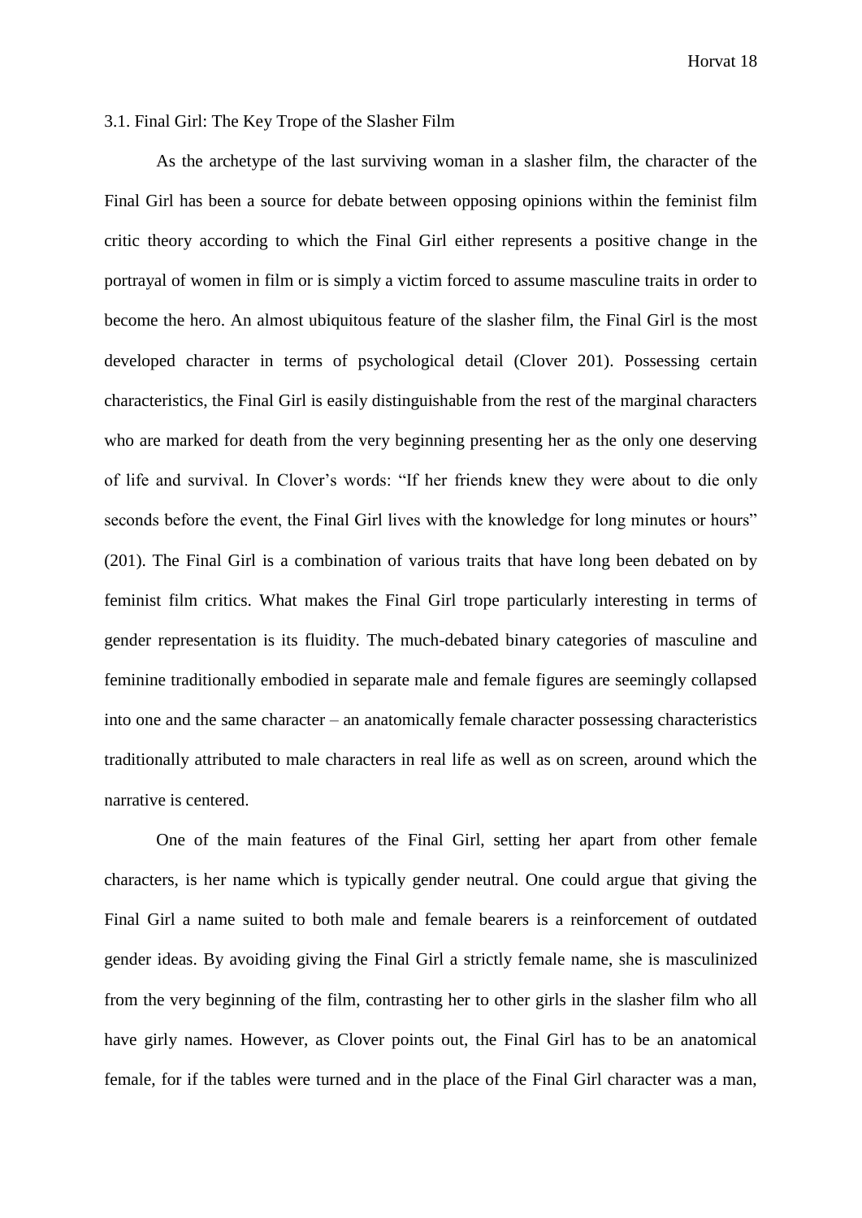### 3.1. Final Girl: The Key Trope of the Slasher Film

As the archetype of the last surviving woman in a slasher film, the character of the Final Girl has been a source for debate between opposing opinions within the feminist film critic theory according to which the Final Girl either represents a positive change in the portrayal of women in film or is simply a victim forced to assume masculine traits in order to become the hero. An almost ubiquitous feature of the slasher film, the Final Girl is the most developed character in terms of psychological detail (Clover 201). Possessing certain characteristics, the Final Girl is easily distinguishable from the rest of the marginal characters who are marked for death from the very beginning presenting her as the only one deserving of life and survival. In Clover's words: "If her friends knew they were about to die only seconds before the event, the Final Girl lives with the knowledge for long minutes or hours" (201). The Final Girl is a combination of various traits that have long been debated on by feminist film critics. What makes the Final Girl trope particularly interesting in terms of gender representation is its fluidity. The much-debated binary categories of masculine and feminine traditionally embodied in separate male and female figures are seemingly collapsed into one and the same character – an anatomically female character possessing characteristics traditionally attributed to male characters in real life as well as on screen, around which the narrative is centered.

One of the main features of the Final Girl, setting her apart from other female characters, is her name which is typically gender neutral. One could argue that giving the Final Girl a name suited to both male and female bearers is a reinforcement of outdated gender ideas. By avoiding giving the Final Girl a strictly female name, she is masculinized from the very beginning of the film, contrasting her to other girls in the slasher film who all have girly names. However, as Clover points out, the Final Girl has to be an anatomical female, for if the tables were turned and in the place of the Final Girl character was a man,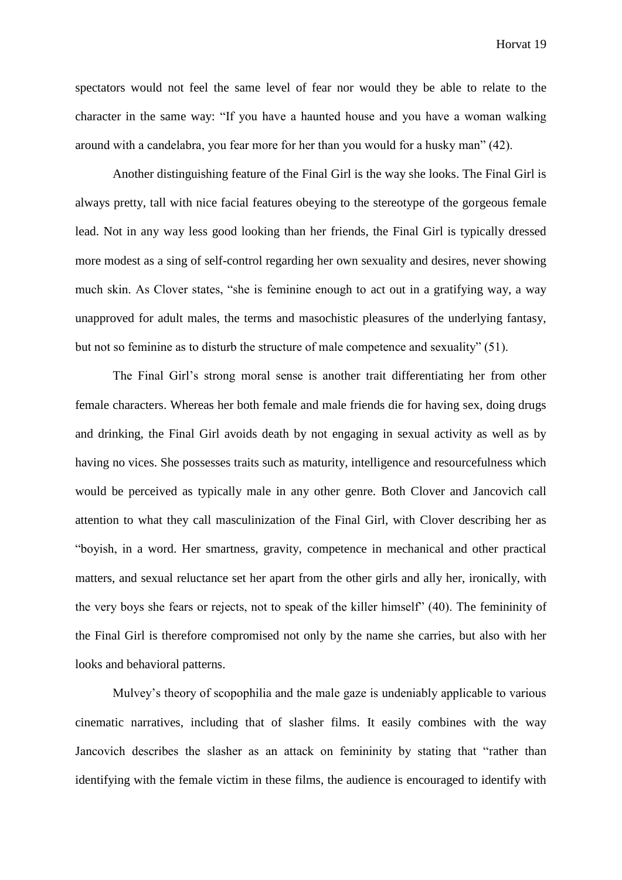spectators would not feel the same level of fear nor would they be able to relate to the character in the same way: "If you have a haunted house and you have a woman walking around with a candelabra, you fear more for her than you would for a husky man" (42).

Another distinguishing feature of the Final Girl is the way she looks. The Final Girl is always pretty, tall with nice facial features obeying to the stereotype of the gorgeous female lead. Not in any way less good looking than her friends, the Final Girl is typically dressed more modest as a sing of self-control regarding her own sexuality and desires, never showing much skin. As Clover states, "she is feminine enough to act out in a gratifying way, a way unapproved for adult males, the terms and masochistic pleasures of the underlying fantasy, but not so feminine as to disturb the structure of male competence and sexuality" (51).

The Final Girl's strong moral sense is another trait differentiating her from other female characters. Whereas her both female and male friends die for having sex, doing drugs and drinking, the Final Girl avoids death by not engaging in sexual activity as well as by having no vices. She possesses traits such as maturity, intelligence and resourcefulness which would be perceived as typically male in any other genre. Both Clover and Jancovich call attention to what they call masculinization of the Final Girl, with Clover describing her as "boyish, in a word. Her smartness, gravity, competence in mechanical and other practical matters, and sexual reluctance set her apart from the other girls and ally her, ironically, with the very boys she fears or rejects, not to speak of the killer himself" (40). The femininity of the Final Girl is therefore compromised not only by the name she carries, but also with her looks and behavioral patterns.

Mulvey's theory of scopophilia and the male gaze is undeniably applicable to various cinematic narratives, including that of slasher films. It easily combines with the way Jancovich describes the slasher as an attack on femininity by stating that "rather than identifying with the female victim in these films, the audience is encouraged to identify with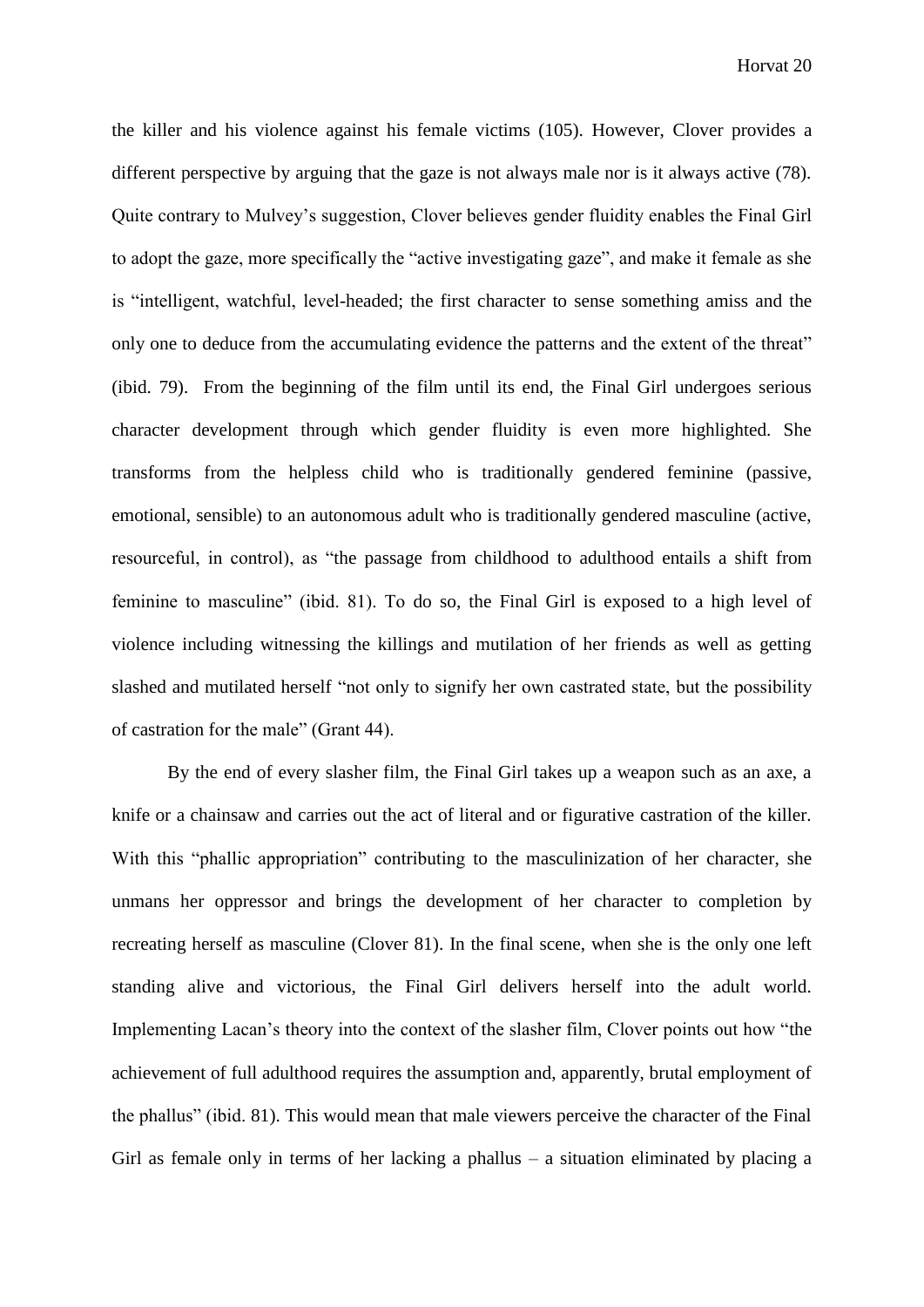the killer and his violence against his female victims (105). However, Clover provides a different perspective by arguing that the gaze is not always male nor is it always active (78). Quite contrary to Mulvey's suggestion, Clover believes gender fluidity enables the Final Girl to adopt the gaze, more specifically the "active investigating gaze", and make it female as she is "intelligent, watchful, level-headed; the first character to sense something amiss and the only one to deduce from the accumulating evidence the patterns and the extent of the threat" (ibid. 79). From the beginning of the film until its end, the Final Girl undergoes serious character development through which gender fluidity is even more highlighted. She transforms from the helpless child who is traditionally gendered feminine (passive, emotional, sensible) to an autonomous adult who is traditionally gendered masculine (active, resourceful, in control), as "the passage from childhood to adulthood entails a shift from feminine to masculine" (ibid. 81). To do so, the Final Girl is exposed to a high level of violence including witnessing the killings and mutilation of her friends as well as getting slashed and mutilated herself "not only to signify her own castrated state, but the possibility of castration for the male" (Grant 44).

By the end of every slasher film, the Final Girl takes up a weapon such as an axe, a knife or a chainsaw and carries out the act of literal and or figurative castration of the killer. With this "phallic appropriation" contributing to the masculinization of her character, she unmans her oppressor and brings the development of her character to completion by recreating herself as masculine (Clover 81). In the final scene, when she is the only one left standing alive and victorious, the Final Girl delivers herself into the adult world. Implementing Lacan's theory into the context of the slasher film, Clover points out how "the achievement of full adulthood requires the assumption and, apparently, brutal employment of the phallus" (ibid. 81). This would mean that male viewers perceive the character of the Final Girl as female only in terms of her lacking a phallus – a situation eliminated by placing a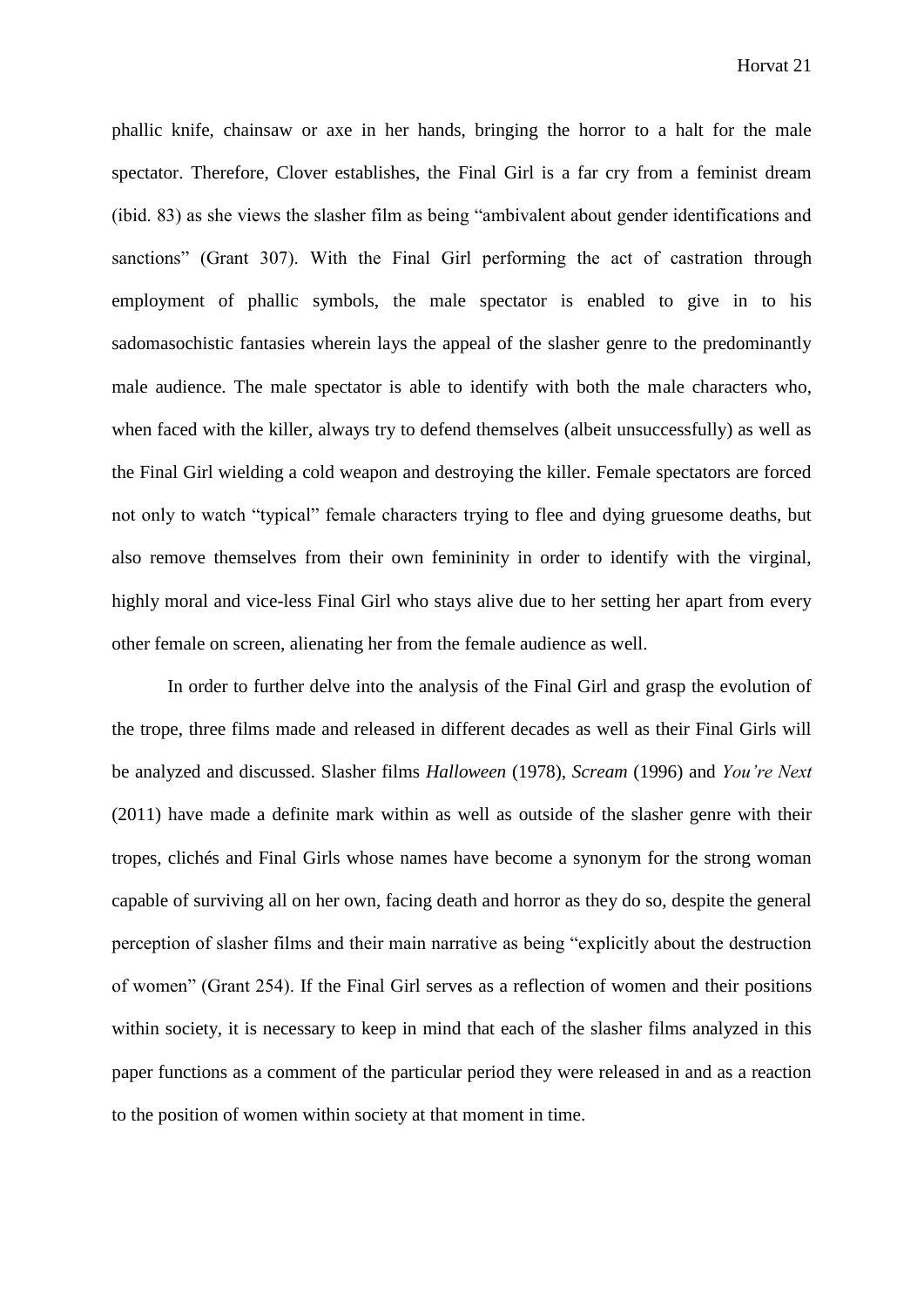phallic knife, chainsaw or axe in her hands, bringing the horror to a halt for the male spectator. Therefore, Clover establishes, the Final Girl is a far cry from a feminist dream (ibid. 83) as she views the slasher film as being "ambivalent about gender identifications and sanctions" (Grant 307). With the Final Girl performing the act of castration through employment of phallic symbols, the male spectator is enabled to give in to his sadomasochistic fantasies wherein lays the appeal of the slasher genre to the predominantly male audience. The male spectator is able to identify with both the male characters who, when faced with the killer, always try to defend themselves (albeit unsuccessfully) as well as the Final Girl wielding a cold weapon and destroying the killer. Female spectators are forced not only to watch "typical" female characters trying to flee and dying gruesome deaths, but also remove themselves from their own femininity in order to identify with the virginal, highly moral and vice-less Final Girl who stays alive due to her setting her apart from every other female on screen, alienating her from the female audience as well.

In order to further delve into the analysis of the Final Girl and grasp the evolution of the trope, three films made and released in different decades as well as their Final Girls will be analyzed and discussed. Slasher films *Halloween* (1978), *Scream* (1996) and *You're Next* (2011) have made a definite mark within as well as outside of the slasher genre with their tropes, clichés and Final Girls whose names have become a synonym for the strong woman capable of surviving all on her own, facing death and horror as they do so, despite the general perception of slasher films and their main narrative as being "explicitly about the destruction of women" (Grant 254). If the Final Girl serves as a reflection of women and their positions within society, it is necessary to keep in mind that each of the slasher films analyzed in this paper functions as a comment of the particular period they were released in and as a reaction to the position of women within society at that moment in time.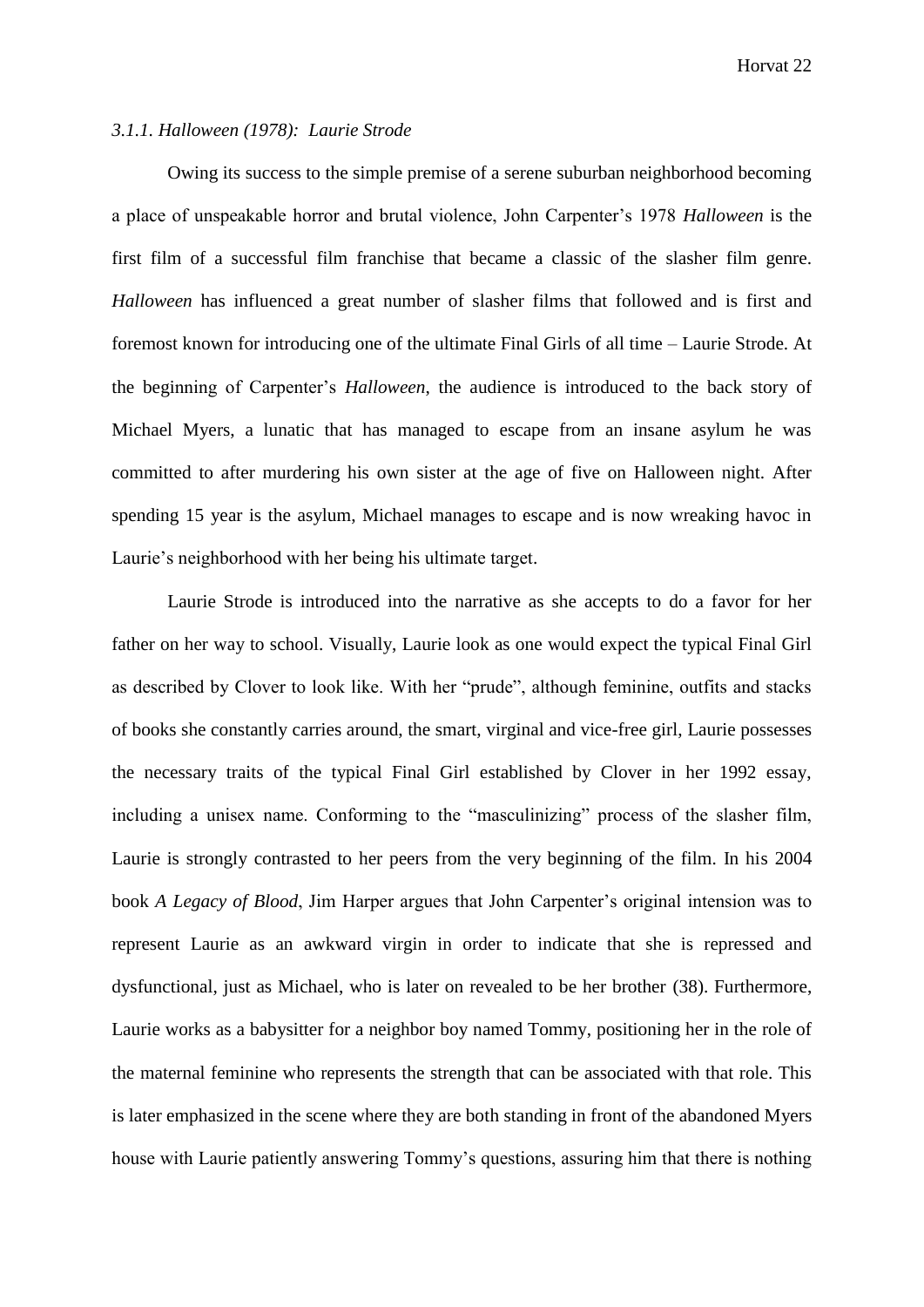### *3.1.1. Halloween (1978): Laurie Strode*

Owing its success to the simple premise of a serene suburban neighborhood becoming a place of unspeakable horror and brutal violence, John Carpenter's 1978 *Halloween* is the first film of a successful film franchise that became a classic of the slasher film genre. *Halloween* has influenced a great number of slasher films that followed and is first and foremost known for introducing one of the ultimate Final Girls of all time – Laurie Strode. At the beginning of Carpenter's *Halloween*, the audience is introduced to the back story of Michael Myers, a lunatic that has managed to escape from an insane asylum he was committed to after murdering his own sister at the age of five on Halloween night. After spending 15 year is the asylum, Michael manages to escape and is now wreaking havoc in Laurie's neighborhood with her being his ultimate target.

Laurie Strode is introduced into the narrative as she accepts to do a favor for her father on her way to school. Visually, Laurie look as one would expect the typical Final Girl as described by Clover to look like. With her "prude", although feminine, outfits and stacks of books she constantly carries around, the smart, virginal and vice-free girl, Laurie possesses the necessary traits of the typical Final Girl established by Clover in her 1992 essay, including a unisex name. Conforming to the "masculinizing" process of the slasher film, Laurie is strongly contrasted to her peers from the very beginning of the film. In his 2004 book *A Legacy of Blood*, Jim Harper argues that John Carpenter's original intension was to represent Laurie as an awkward virgin in order to indicate that she is repressed and dysfunctional, just as Michael, who is later on revealed to be her brother (38). Furthermore, Laurie works as a babysitter for a neighbor boy named Tommy, positioning her in the role of the maternal feminine who represents the strength that can be associated with that role. This is later emphasized in the scene where they are both standing in front of the abandoned Myers house with Laurie patiently answering Tommy's questions, assuring him that there is nothing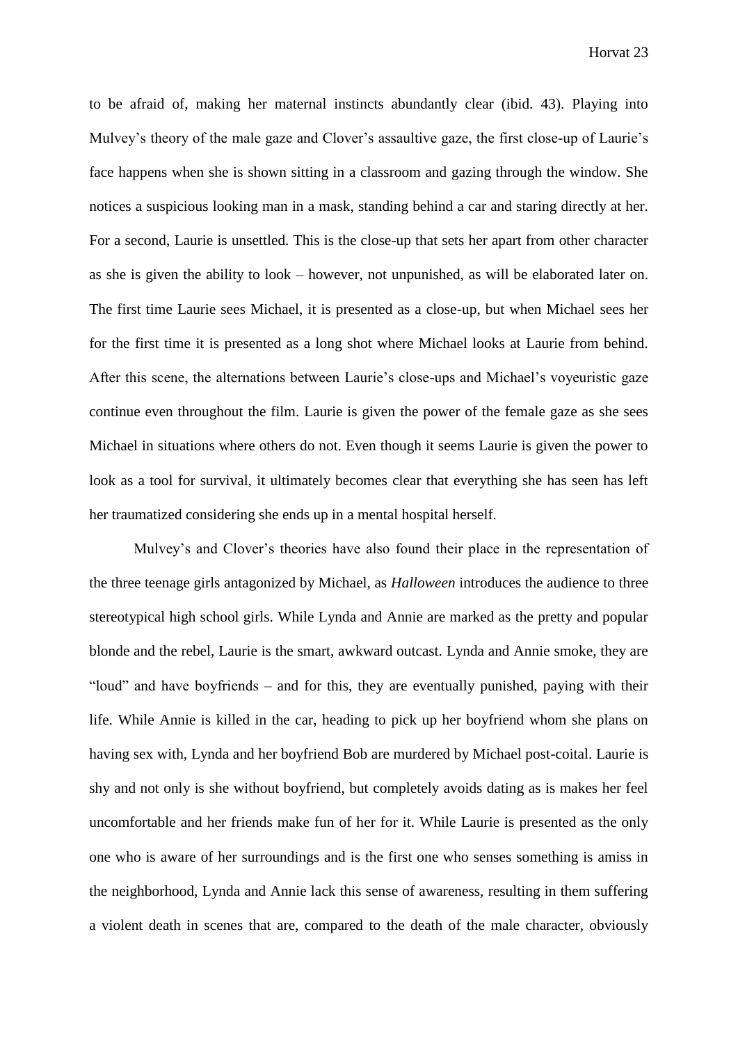to be afraid of, making her maternal instincts abundantly clear (ibid. 43). Playing into Mulvey's theory of the male gaze and Clover's assaultive gaze, the first close-up of Laurie's face happens when she is shown sitting in a classroom and gazing through the window. She notices a suspicious looking man in a mask, standing behind a car and staring directly at her. For a second, Laurie is unsettled. This is the close-up that sets her apart from other character as she is given the ability to look – however, not unpunished, as will be elaborated later on. The first time Laurie sees Michael, it is presented as a close-up, but when Michael sees her for the first time it is presented as a long shot where Michael looks at Laurie from behind. After this scene, the alternations between Laurie's close-ups and Michael's voyeuristic gaze continue even throughout the film. Laurie is given the power of the female gaze as she sees Michael in situations where others do not. Even though it seems Laurie is given the power to look as a tool for survival, it ultimately becomes clear that everything she has seen has left her traumatized considering she ends up in a mental hospital herself.

Mulvey's and Clover's theories have also found their place in the representation of the three teenage girls antagonized by Michael, as *Halloween* introduces the audience to three stereotypical high school girls. While Lynda and Annie are marked as the pretty and popular blonde and the rebel, Laurie is the smart, awkward outcast. Lynda and Annie smoke, they are "loud" and have boyfriends – and for this, they are eventually punished, paying with their life. While Annie is killed in the car, heading to pick up her boyfriend whom she plans on having sex with, Lynda and her boyfriend Bob are murdered by Michael post-coital. Laurie is shy and not only is she without boyfriend, but completely avoids dating as is makes her feel uncomfortable and her friends make fun of her for it. While Laurie is presented as the only one who is aware of her surroundings and is the first one who senses something is amiss in the neighborhood, Lynda and Annie lack this sense of awareness, resulting in them suffering a violent death in scenes that are, compared to the death of the male character, obviously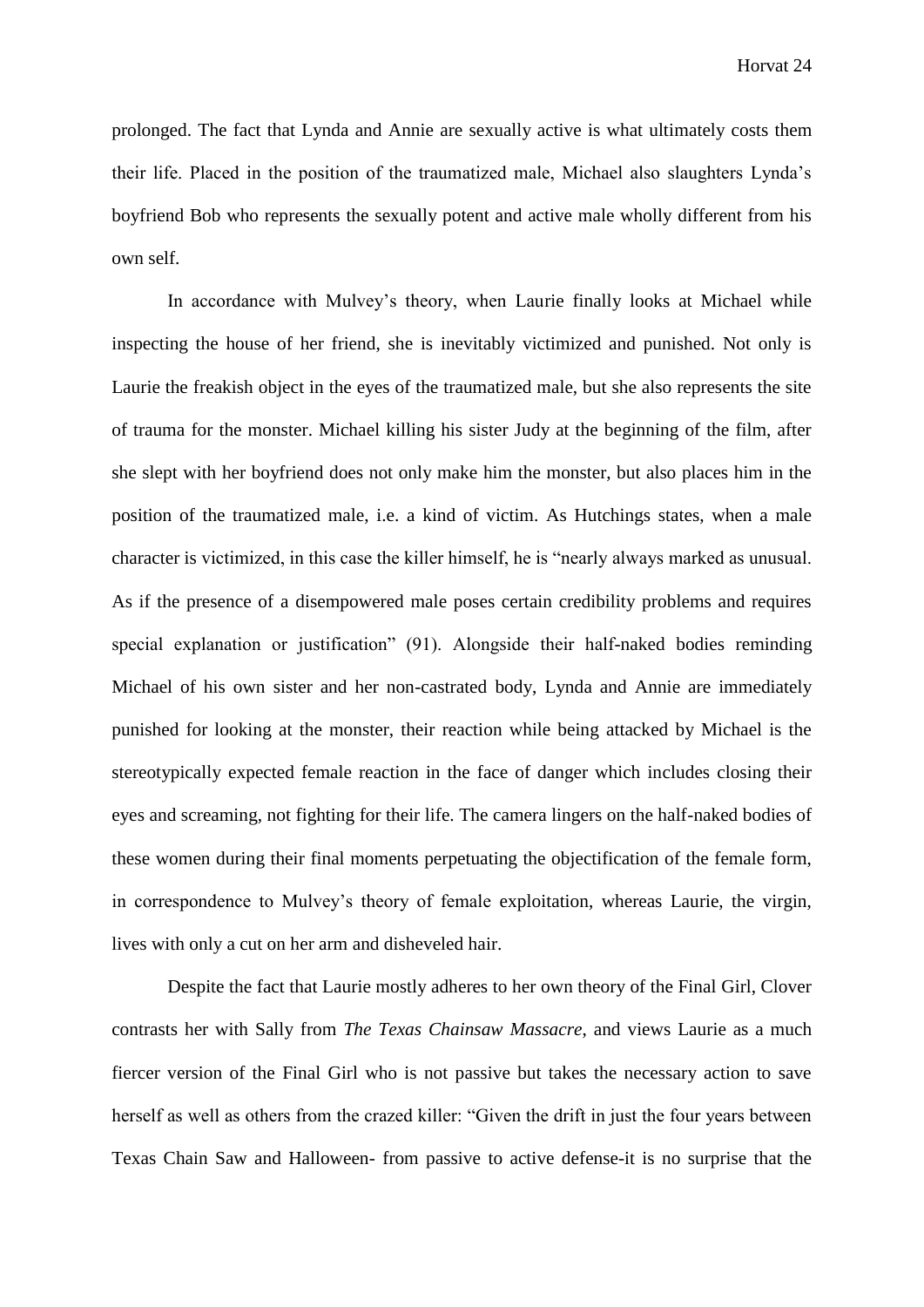prolonged. The fact that Lynda and Annie are sexually active is what ultimately costs them their life. Placed in the position of the traumatized male, Michael also slaughters Lynda's boyfriend Bob who represents the sexually potent and active male wholly different from his own self.

In accordance with Mulvey's theory, when Laurie finally looks at Michael while inspecting the house of her friend, she is inevitably victimized and punished. Not only is Laurie the freakish object in the eyes of the traumatized male, but she also represents the site of trauma for the monster. Michael killing his sister Judy at the beginning of the film, after she slept with her boyfriend does not only make him the monster, but also places him in the position of the traumatized male, i.e. a kind of victim. As Hutchings states, when a male character is victimized, in this case the killer himself, he is "nearly always marked as unusual. As if the presence of a disempowered male poses certain credibility problems and requires special explanation or justification" (91). Alongside their half-naked bodies reminding Michael of his own sister and her non-castrated body, Lynda and Annie are immediately punished for looking at the monster, their reaction while being attacked by Michael is the stereotypically expected female reaction in the face of danger which includes closing their eyes and screaming, not fighting for their life. The camera lingers on the half-naked bodies of these women during their final moments perpetuating the objectification of the female form, in correspondence to Mulvey's theory of female exploitation, whereas Laurie, the virgin, lives with only a cut on her arm and disheveled hair.

Despite the fact that Laurie mostly adheres to her own theory of the Final Girl, Clover contrasts her with Sally from *The Texas Chainsaw Massacre*, and views Laurie as a much fiercer version of the Final Girl who is not passive but takes the necessary action to save herself as well as others from the crazed killer: "Given the drift in just the four years between Texas Chain Saw and Halloween- from passive to active defense-it is no surprise that the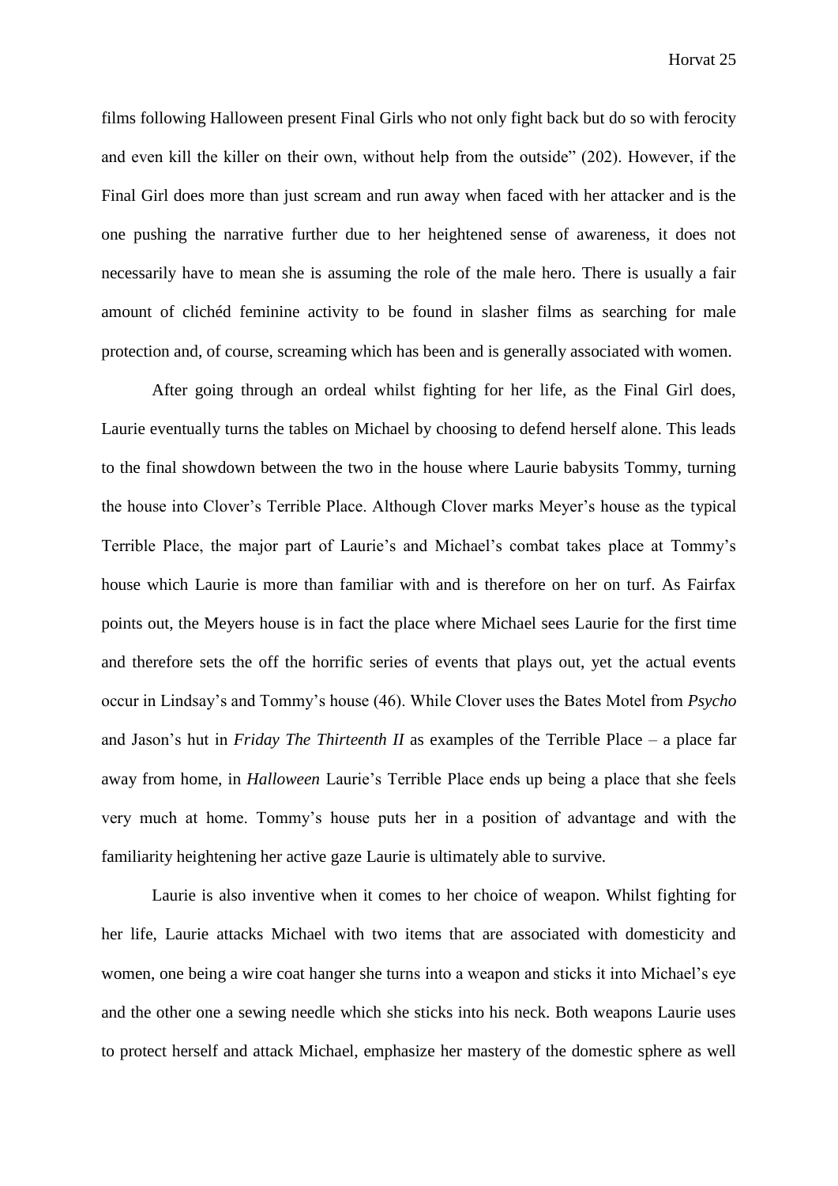films following Halloween present Final Girls who not only fight back but do so with ferocity and even kill the killer on their own, without help from the outside" (202). However, if the Final Girl does more than just scream and run away when faced with her attacker and is the one pushing the narrative further due to her heightened sense of awareness, it does not necessarily have to mean she is assuming the role of the male hero. There is usually a fair amount of clichéd feminine activity to be found in slasher films as searching for male protection and, of course, screaming which has been and is generally associated with women.

After going through an ordeal whilst fighting for her life, as the Final Girl does, Laurie eventually turns the tables on Michael by choosing to defend herself alone. This leads to the final showdown between the two in the house where Laurie babysits Tommy, turning the house into Clover's Terrible Place. Although Clover marks Meyer's house as the typical Terrible Place, the major part of Laurie's and Michael's combat takes place at Tommy's house which Laurie is more than familiar with and is therefore on her on turf. As Fairfax points out, the Meyers house is in fact the place where Michael sees Laurie for the first time and therefore sets the off the horrific series of events that plays out, yet the actual events occur in Lindsay's and Tommy's house (46). While Clover uses the Bates Motel from *Psycho* and Jason's hut in *Friday The Thirteenth II* as examples of the Terrible Place – a place far away from home, in *Halloween* Laurie's Terrible Place ends up being a place that she feels very much at home. Tommy's house puts her in a position of advantage and with the familiarity heightening her active gaze Laurie is ultimately able to survive.

Laurie is also inventive when it comes to her choice of weapon. Whilst fighting for her life, Laurie attacks Michael with two items that are associated with domesticity and women, one being a wire coat hanger she turns into a weapon and sticks it into Michael's eye and the other one a sewing needle which she sticks into his neck. Both weapons Laurie uses to protect herself and attack Michael, emphasize her mastery of the domestic sphere as well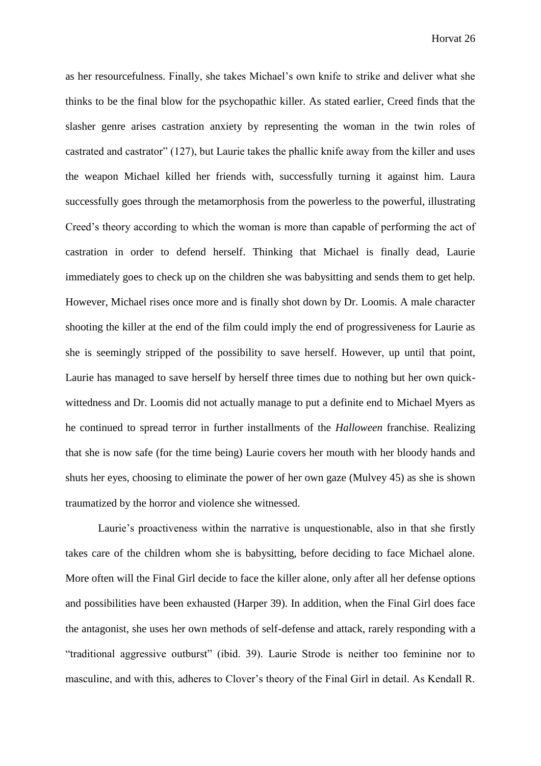as her resourcefulness. Finally, she takes Michael's own knife to strike and deliver what she thinks to be the final blow for the psychopathic killer. As stated earlier, Creed finds that the slasher genre arises castration anxiety by representing the woman in the twin roles of castrated and castrator" (127), but Laurie takes the phallic knife away from the killer and uses the weapon Michael killed her friends with, successfully turning it against him. Laura successfully goes through the metamorphosis from the powerless to the powerful, illustrating Creed's theory according to which the woman is more than capable of performing the act of castration in order to defend herself. Thinking that Michael is finally dead, Laurie immediately goes to check up on the children she was babysitting and sends them to get help. However, Michael rises once more and is finally shot down by Dr. Loomis. A male character shooting the killer at the end of the film could imply the end of progressiveness for Laurie as she is seemingly stripped of the possibility to save herself. However, up until that point, Laurie has managed to save herself by herself three times due to nothing but her own quick-wittedness and Dr. Loomis did not actually manage to put a definite end to Michael Myers as he continued to spread terror in further installments of the *Halloween* franchise. Realizing that she is now safe (for the time being) Laurie covers her mouth with her bloody hands and shuts her eyes, choosing to eliminate the power of her own gaze (Mulvey 45) as she is shown traumatized by the horror and violence she witnessed.

Laurie's proactiveness within the narrative is unquestionable, also in that she firstly takes care of the children whom she is babysitting, before deciding to face Michael alone. More often will the Final Girl decide to face the killer alone, only after all her defense options and possibilities have been exhausted (Harper 39). In addition, when the Final Girl does face the antagonist, she uses her own methods of self-defense and attack, rarely responding with a "traditional aggressive outburst" (ibid. 39). Laurie Strode is neither too feminine nor to masculine, and with this, adheres to Clover's theory of the Final Girl in detail. As Kendall R.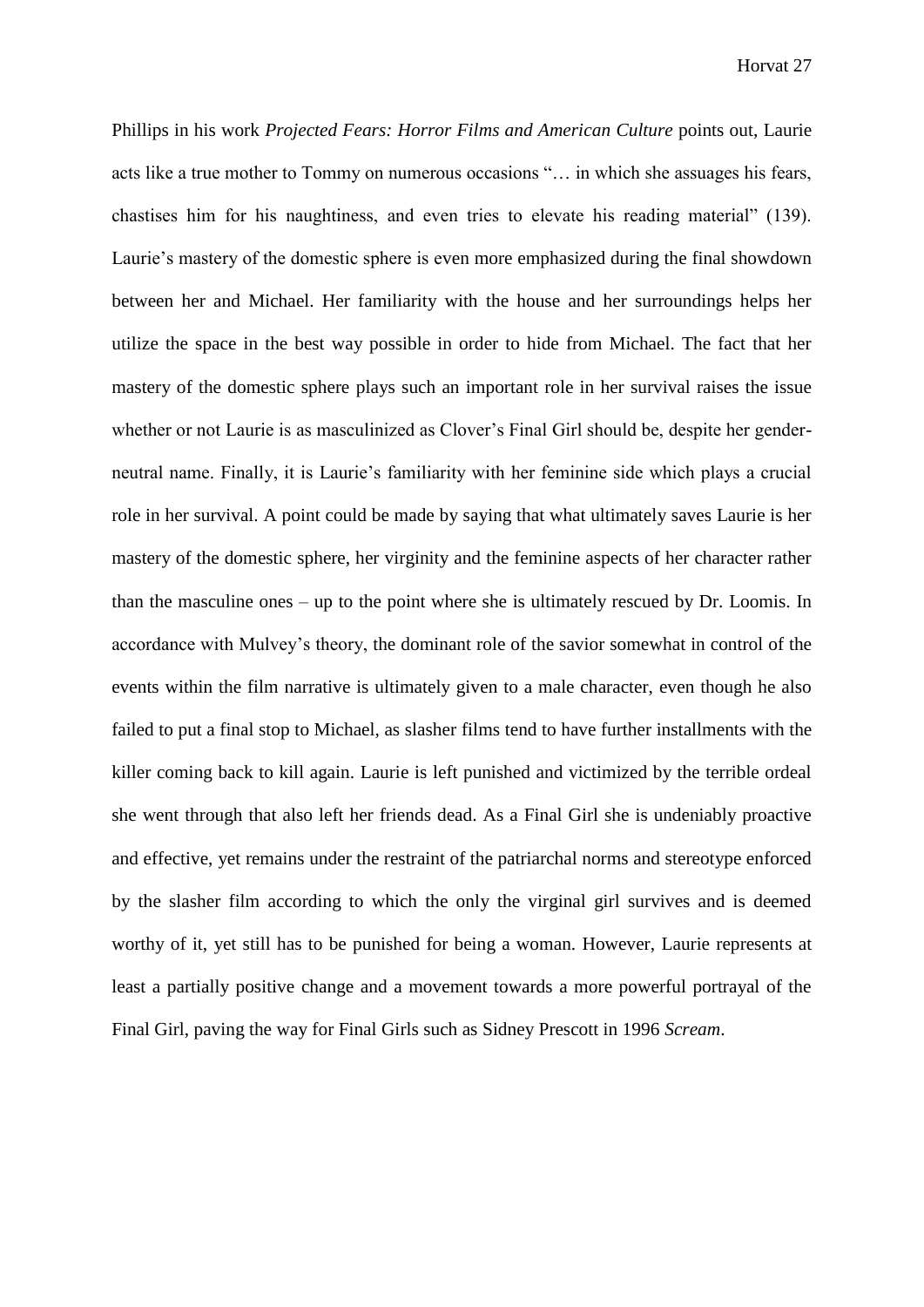Phillips in his work *Projected Fears: Horror Films and American Culture* points out, Laurie acts like a true mother to Tommy on numerous occasions "… in which she assuages his fears, chastises him for his naughtiness, and even tries to elevate his reading material" (139). Laurie's mastery of the domestic sphere is even more emphasized during the final showdown between her and Michael. Her familiarity with the house and her surroundings helps her utilize the space in the best way possible in order to hide from Michael. The fact that her mastery of the domestic sphere plays such an important role in her survival raises the issue whether or not Laurie is as masculinized as Clover's Final Girl should be, despite her gender-neutral name. Finally, it is Laurie's familiarity with her feminine side which plays a crucial role in her survival. A point could be made by saying that what ultimately saves Laurie is her mastery of the domestic sphere, her virginity and the feminine aspects of her character rather than the masculine ones – up to the point where she is ultimately rescued by Dr. Loomis. In accordance with Mulvey's theory, the dominant role of the savior somewhat in control of the events within the film narrative is ultimately given to a male character, even though he also failed to put a final stop to Michael, as slasher films tend to have further installments with the killer coming back to kill again. Laurie is left punished and victimized by the terrible ordeal she went through that also left her friends dead. As a Final Girl she is undeniably proactive and effective, yet remains under the restraint of the patriarchal norms and stereotype enforced by the slasher film according to which the only the virginal girl survives and is deemed worthy of it, yet still has to be punished for being a woman. However, Laurie represents at least a partially positive change and a movement towards a more powerful portrayal of the Final Girl, paving the way for Final Girls such as Sidney Prescott in 1996 *Scream*.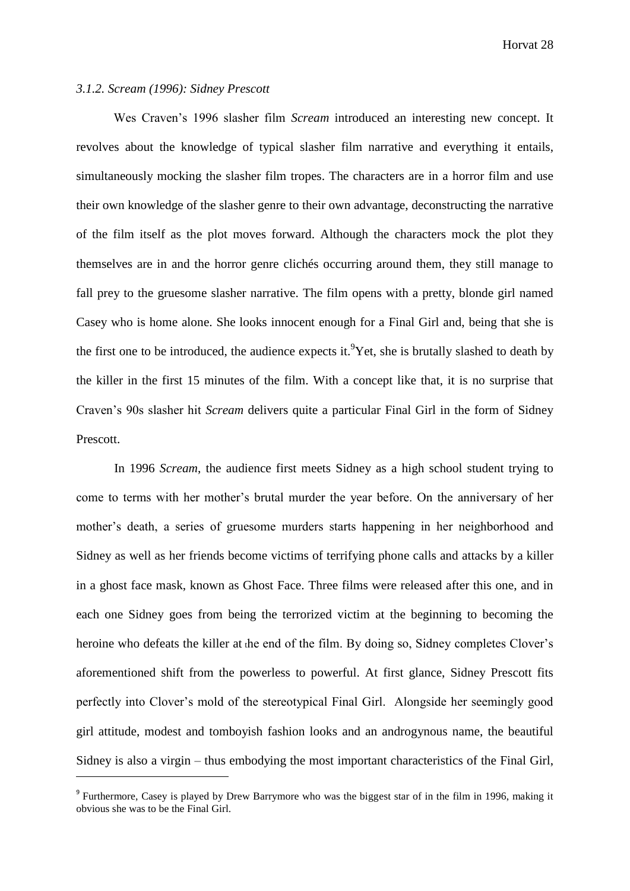*3.1.2. Scream (1996): Sidney Prescott*

Wes Craven's 1996 slasher film *Scream* introduced an interesting new concept. It revolves about the knowledge of typical slasher film narrative and everything it entails, simultaneously mocking the slasher film tropes. The characters are in a horror film and use their own knowledge of the slasher genre to their own advantage, deconstructing the narrative of the film itself as the plot moves forward. Although the characters mock the plot they themselves are in and the horror genre clichés occurring around them, they still manage to fall prey to the gruesome slasher narrative. The film opens with a pretty, blonde girl named Casey who is home alone. She looks innocent enough for a Final Girl and, being that she is the first one to be introduced, the audience expects it.[9]Yet, she is brutally slashed to death by the killer in the first 15 minutes of the film. With a concept like that, it is no surprise that Craven's 90s slasher hit *Scream* delivers quite a particular Final Girl in the form of Sidney Prescott.

In 1996 *Scream*, the audience first meets Sidney as a high school student trying to come to terms with her mother's brutal murder the year before. On the anniversary of her mother's death, a series of gruesome murders starts happening in her neighborhood and Sidney as well as her friends become victims of terrifying phone calls and attacks by a killer in a ghost face mask, known as Ghost Face. Three films were released after this one, and in each one Sidney goes from being the terrorized victim at the beginning to becoming the heroine who defeats the killer at the end of the film. By doing so, Sidney completes Clover's aforementioned shift from the powerless to powerful. At first glance, Sidney Prescott fits perfectly into Clover's mold of the stereotypical Final Girl. Alongside her seemingly good girl attitude, modest and tomboyish fashion looks and an androgynous name, the beautiful Sidney is also a virgin – thus embodying the most important characteristics of the Final Girl,

[9] Furthermore, Casey is played by Drew Barrymore who was the biggest star of in the film in 1996, making it obvious she was to be the Final Girl.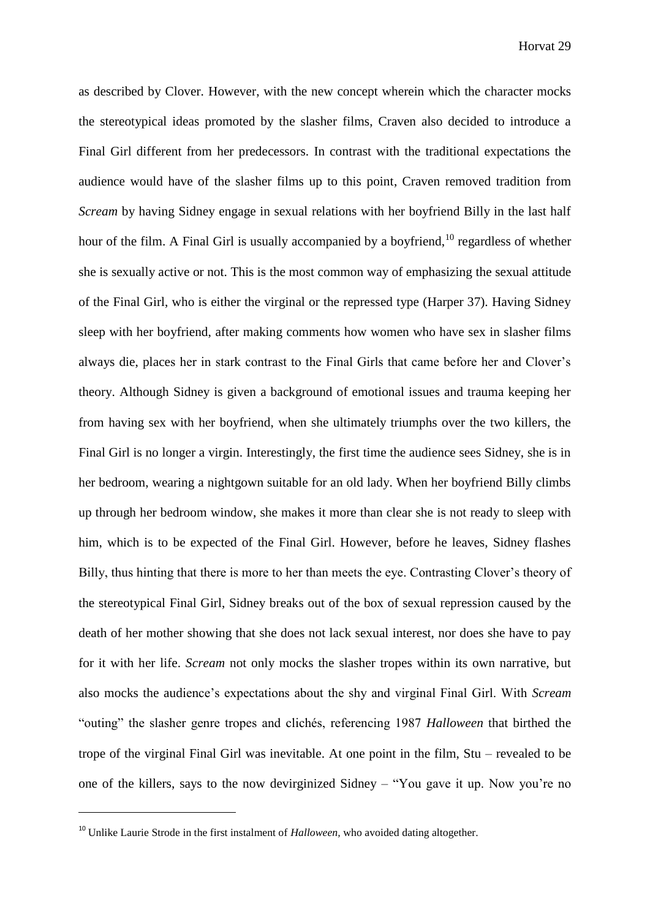as described by Clover. However, with the new concept wherein which the character mocks the stereotypical ideas promoted by the slasher films, Craven also decided to introduce a Final Girl different from her predecessors. In contrast with the traditional expectations the audience would have of the slasher films up to this point, Craven removed tradition from *Scream* by having Sidney engage in sexual relations with her boyfriend Billy in the last half hour of the film. A Final Girl is usually accompanied by a boyfriend,[10] regardless of whether she is sexually active or not. This is the most common way of emphasizing the sexual attitude of the Final Girl, who is either the virginal or the repressed type (Harper 37). Having Sidney sleep with her boyfriend, after making comments how women who have sex in slasher films always die, places her in stark contrast to the Final Girls that came before her and Clover's theory. Although Sidney is given a background of emotional issues and trauma keeping her from having sex with her boyfriend, when she ultimately triumphs over the two killers, the Final Girl is no longer a virgin. Interestingly, the first time the audience sees Sidney, she is in her bedroom, wearing a nightgown suitable for an old lady. When her boyfriend Billy climbs up through her bedroom window, she makes it more than clear she is not ready to sleep with him, which is to be expected of the Final Girl. However, before he leaves, Sidney flashes Billy, thus hinting that there is more to her than meets the eye. Contrasting Clover's theory of the stereotypical Final Girl, Sidney breaks out of the box of sexual repression caused by the death of her mother showing that she does not lack sexual interest, nor does she have to pay for it with her life. *Scream* not only mocks the slasher tropes within its own narrative, but also mocks the audience's expectations about the shy and virginal Final Girl. With *Scream* "outing" the slasher genre tropes and clichés, referencing 1987 *Halloween* that birthed the trope of the virginal Final Girl was inevitable. At one point in the film, Stu – revealed to be one of the killers, says to the now devirginized Sidney – "You gave it up. Now you're no

[10] Unlike Laurie Strode in the first instalment of *Halloween*, who avoided dating altogether.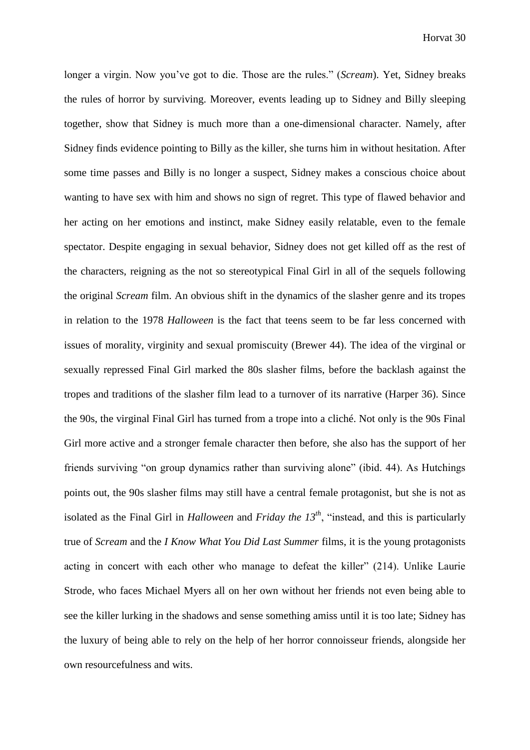longer a virgin. Now you've got to die. Those are the rules." (*Scream*). Yet, Sidney breaks the rules of horror by surviving. Moreover, events leading up to Sidney and Billy sleeping together, show that Sidney is much more than a one-dimensional character. Namely, after Sidney finds evidence pointing to Billy as the killer, she turns him in without hesitation. After some time passes and Billy is no longer a suspect, Sidney makes a conscious choice about wanting to have sex with him and shows no sign of regret. This type of flawed behavior and her acting on her emotions and instinct, make Sidney easily relatable, even to the female spectator. Despite engaging in sexual behavior, Sidney does not get killed off as the rest of the characters, reigning as the not so stereotypical Final Girl in all of the sequels following the original *Scream* film. An obvious shift in the dynamics of the slasher genre and its tropes in relation to the 1978 *Halloween* is the fact that teens seem to be far less concerned with issues of morality, virginity and sexual promiscuity (Brewer 44). The idea of the virginal or sexually repressed Final Girl marked the 80s slasher films, before the backlash against the tropes and traditions of the slasher film lead to a turnover of its narrative (Harper 36). Since the 90s, the virginal Final Girl has turned from a trope into a cliché. Not only is the 90s Final Girl more active and a stronger female character then before, she also has the support of her friends surviving "on group dynamics rather than surviving alone" (ibid. 44). As Hutchings points out, the 90s slasher films may still have a central female protagonist, but she is not as isolated as the Final Girl in *Halloween* and *Friday the 13th*, "instead, and this is particularly true of *Scream* and the *I Know What You Did Last Summer* films, it is the young protagonists acting in concert with each other who manage to defeat the killer" (214). Unlike Laurie Strode, who faces Michael Myers all on her own without her friends not even being able to see the killer lurking in the shadows and sense something amiss until it is too late; Sidney has the luxury of being able to rely on the help of her horror connoisseur friends, alongside her own resourcefulness and wits.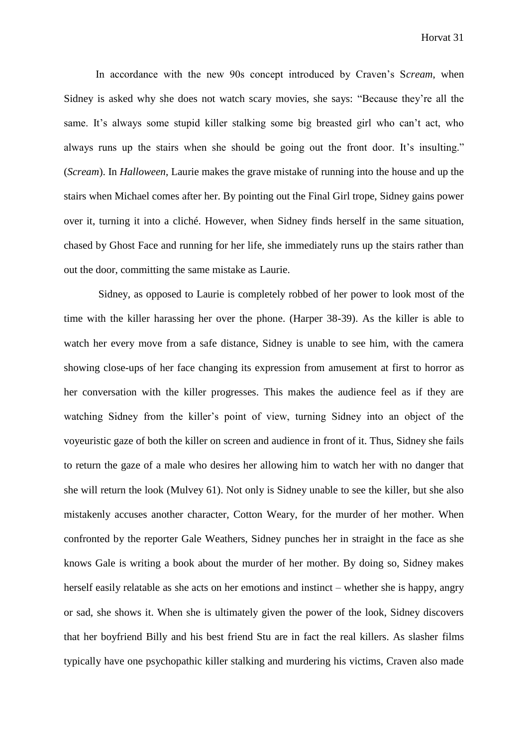In accordance with the new 90s concept introduced by Craven's S*cream*, when Sidney is asked why she does not watch scary movies, she says: "Because they're all the same. It's always some stupid killer stalking some big breasted girl who can't act, who always runs up the stairs when she should be going out the front door. It's insulting." (*Scream*). In *Halloween*, Laurie makes the grave mistake of running into the house and up the stairs when Michael comes after her. By pointing out the Final Girl trope, Sidney gains power over it, turning it into a cliché. However, when Sidney finds herself in the same situation, chased by Ghost Face and running for her life, she immediately runs up the stairs rather than out the door, committing the same mistake as Laurie.

Sidney, as opposed to Laurie is completely robbed of her power to look most of the time with the killer harassing her over the phone. (Harper 38-39). As the killer is able to watch her every move from a safe distance, Sidney is unable to see him, with the camera showing close-ups of her face changing its expression from amusement at first to horror as her conversation with the killer progresses. This makes the audience feel as if they are watching Sidney from the killer's point of view, turning Sidney into an object of the voyeuristic gaze of both the killer on screen and audience in front of it. Thus, Sidney she fails to return the gaze of a male who desires her allowing him to watch her with no danger that she will return the look (Mulvey 61). Not only is Sidney unable to see the killer, but she also mistakenly accuses another character, Cotton Weary, for the murder of her mother. When confronted by the reporter Gale Weathers, Sidney punches her in straight in the face as she knows Gale is writing a book about the murder of her mother. By doing so, Sidney makes herself easily relatable as she acts on her emotions and instinct – whether she is happy, angry or sad, she shows it. When she is ultimately given the power of the look, Sidney discovers that her boyfriend Billy and his best friend Stu are in fact the real killers. As slasher films typically have one psychopathic killer stalking and murdering his victims, Craven also made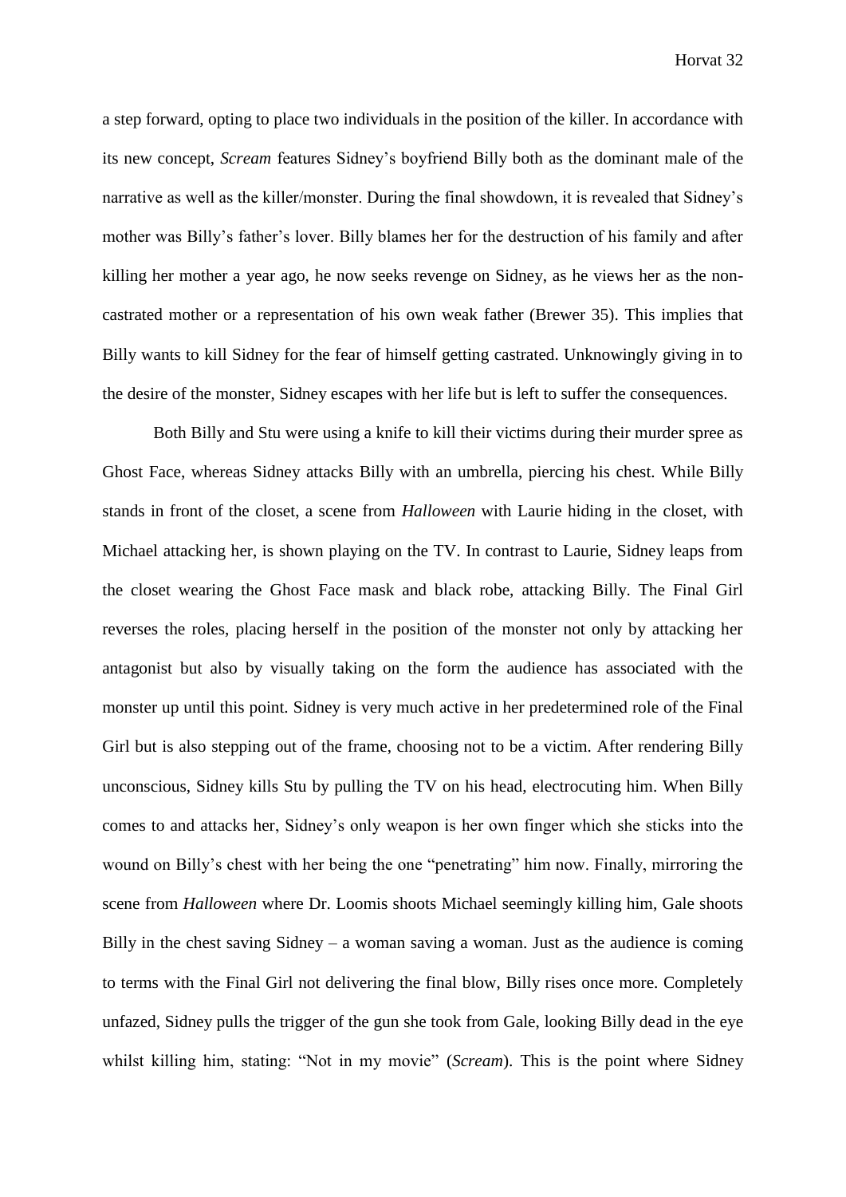a step forward, opting to place two individuals in the position of the killer. In accordance with its new concept, *Scream* features Sidney's boyfriend Billy both as the dominant male of the narrative as well as the killer/monster. During the final showdown, it is revealed that Sidney's mother was Billy's father's lover. Billy blames her for the destruction of his family and after killing her mother a year ago, he now seeks revenge on Sidney, as he views her as the non-castrated mother or a representation of his own weak father (Brewer 35). This implies that Billy wants to kill Sidney for the fear of himself getting castrated. Unknowingly giving in to the desire of the monster, Sidney escapes with her life but is left to suffer the consequences.

Both Billy and Stu were using a knife to kill their victims during their murder spree as Ghost Face, whereas Sidney attacks Billy with an umbrella, piercing his chest. While Billy stands in front of the closet, a scene from *Halloween* with Laurie hiding in the closet, with Michael attacking her, is shown playing on the TV. In contrast to Laurie, Sidney leaps from the closet wearing the Ghost Face mask and black robe, attacking Billy. The Final Girl reverses the roles, placing herself in the position of the monster not only by attacking her antagonist but also by visually taking on the form the audience has associated with the monster up until this point. Sidney is very much active in her predetermined role of the Final Girl but is also stepping out of the frame, choosing not to be a victim. After rendering Billy unconscious, Sidney kills Stu by pulling the TV on his head, electrocuting him. When Billy comes to and attacks her, Sidney's only weapon is her own finger which she sticks into the wound on Billy's chest with her being the one "penetrating" him now. Finally, mirroring the scene from *Halloween* where Dr. Loomis shoots Michael seemingly killing him, Gale shoots Billy in the chest saving Sidney – a woman saving a woman. Just as the audience is coming to terms with the Final Girl not delivering the final blow, Billy rises once more. Completely unfazed, Sidney pulls the trigger of the gun she took from Gale, looking Billy dead in the eye whilst killing him, stating: "Not in my movie" (*Scream*). This is the point where Sidney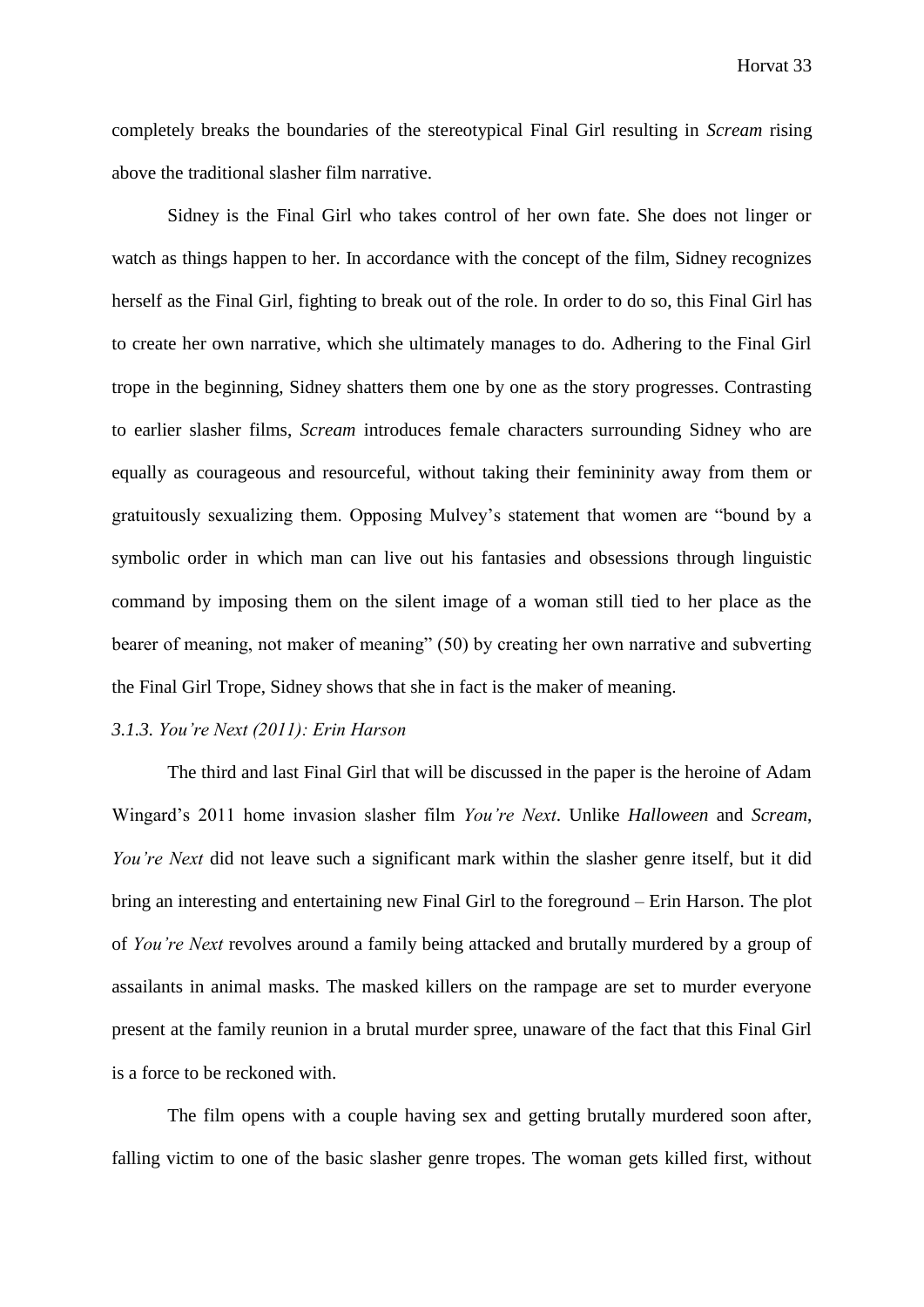completely breaks the boundaries of the stereotypical Final Girl resulting in *Scream* rising above the traditional slasher film narrative.

Sidney is the Final Girl who takes control of her own fate. She does not linger or watch as things happen to her. In accordance with the concept of the film, Sidney recognizes herself as the Final Girl, fighting to break out of the role. In order to do so, this Final Girl has to create her own narrative, which she ultimately manages to do. Adhering to the Final Girl trope in the beginning, Sidney shatters them one by one as the story progresses. Contrasting to earlier slasher films, *Scream* introduces female characters surrounding Sidney who are equally as courageous and resourceful, without taking their femininity away from them or gratuitously sexualizing them. Opposing Mulvey's statement that women are "bound by a symbolic order in which man can live out his fantasies and obsessions through linguistic command by imposing them on the silent image of a woman still tied to her place as the bearer of meaning, not maker of meaning" (50) by creating her own narrative and subverting the Final Girl Trope, Sidney shows that she in fact is the maker of meaning.

### *3.1.3. You're Next (2011): Erin Harson*

The third and last Final Girl that will be discussed in the paper is the heroine of Adam Wingard's 2011 home invasion slasher film *You're Next*. Unlike *Halloween* and *Scream*, *You're Next* did not leave such a significant mark within the slasher genre itself, but it did bring an interesting and entertaining new Final Girl to the foreground – Erin Harson. The plot of *You're Next* revolves around a family being attacked and brutally murdered by a group of assailants in animal masks. The masked killers on the rampage are set to murder everyone present at the family reunion in a brutal murder spree, unaware of the fact that this Final Girl is a force to be reckoned with.

The film opens with a couple having sex and getting brutally murdered soon after, falling victim to one of the basic slasher genre tropes. The woman gets killed first, without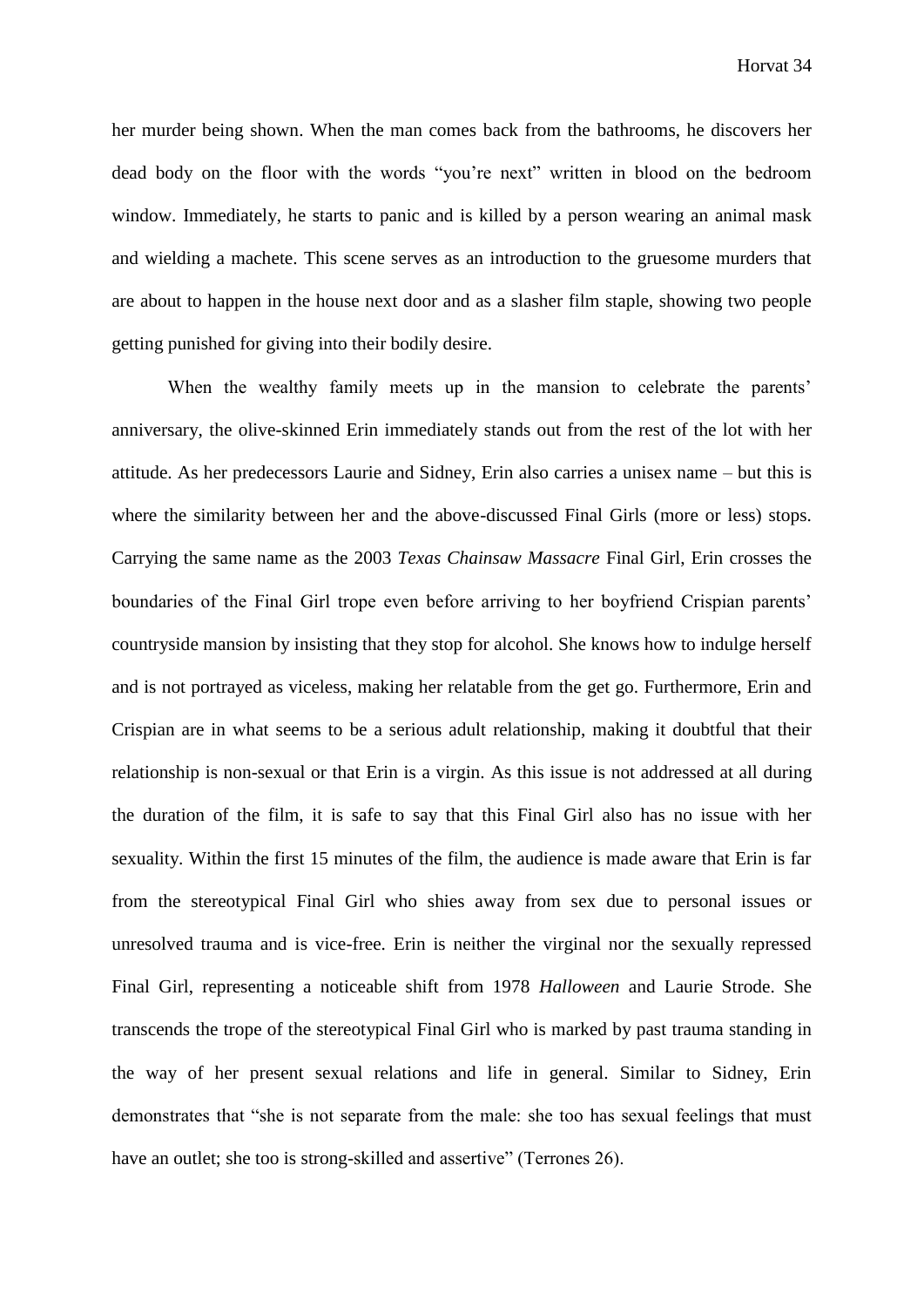her murder being shown. When the man comes back from the bathrooms, he discovers her dead body on the floor with the words "you're next" written in blood on the bedroom window. Immediately, he starts to panic and is killed by a person wearing an animal mask and wielding a machete. This scene serves as an introduction to the gruesome murders that are about to happen in the house next door and as a slasher film staple, showing two people getting punished for giving into their bodily desire.

When the wealthy family meets up in the mansion to celebrate the parents' anniversary, the olive-skinned Erin immediately stands out from the rest of the lot with her attitude. As her predecessors Laurie and Sidney, Erin also carries a unisex name – but this is where the similarity between her and the above-discussed Final Girls (more or less) stops. Carrying the same name as the 2003 *Texas Chainsaw Massacre* Final Girl, Erin crosses the boundaries of the Final Girl trope even before arriving to her boyfriend Crispian parents' countryside mansion by insisting that they stop for alcohol. She knows how to indulge herself and is not portrayed as viceless, making her relatable from the get go. Furthermore, Erin and Crispian are in what seems to be a serious adult relationship, making it doubtful that their relationship is non-sexual or that Erin is a virgin. As this issue is not addressed at all during the duration of the film, it is safe to say that this Final Girl also has no issue with her sexuality. Within the first 15 minutes of the film, the audience is made aware that Erin is far from the stereotypical Final Girl who shies away from sex due to personal issues or unresolved trauma and is vice-free. Erin is neither the virginal nor the sexually repressed Final Girl, representing a noticeable shift from 1978 *Halloween* and Laurie Strode. She transcends the trope of the stereotypical Final Girl who is marked by past trauma standing in the way of her present sexual relations and life in general. Similar to Sidney, Erin demonstrates that "she is not separate from the male: she too has sexual feelings that must have an outlet; she too is strong-skilled and assertive" (Terrones 26).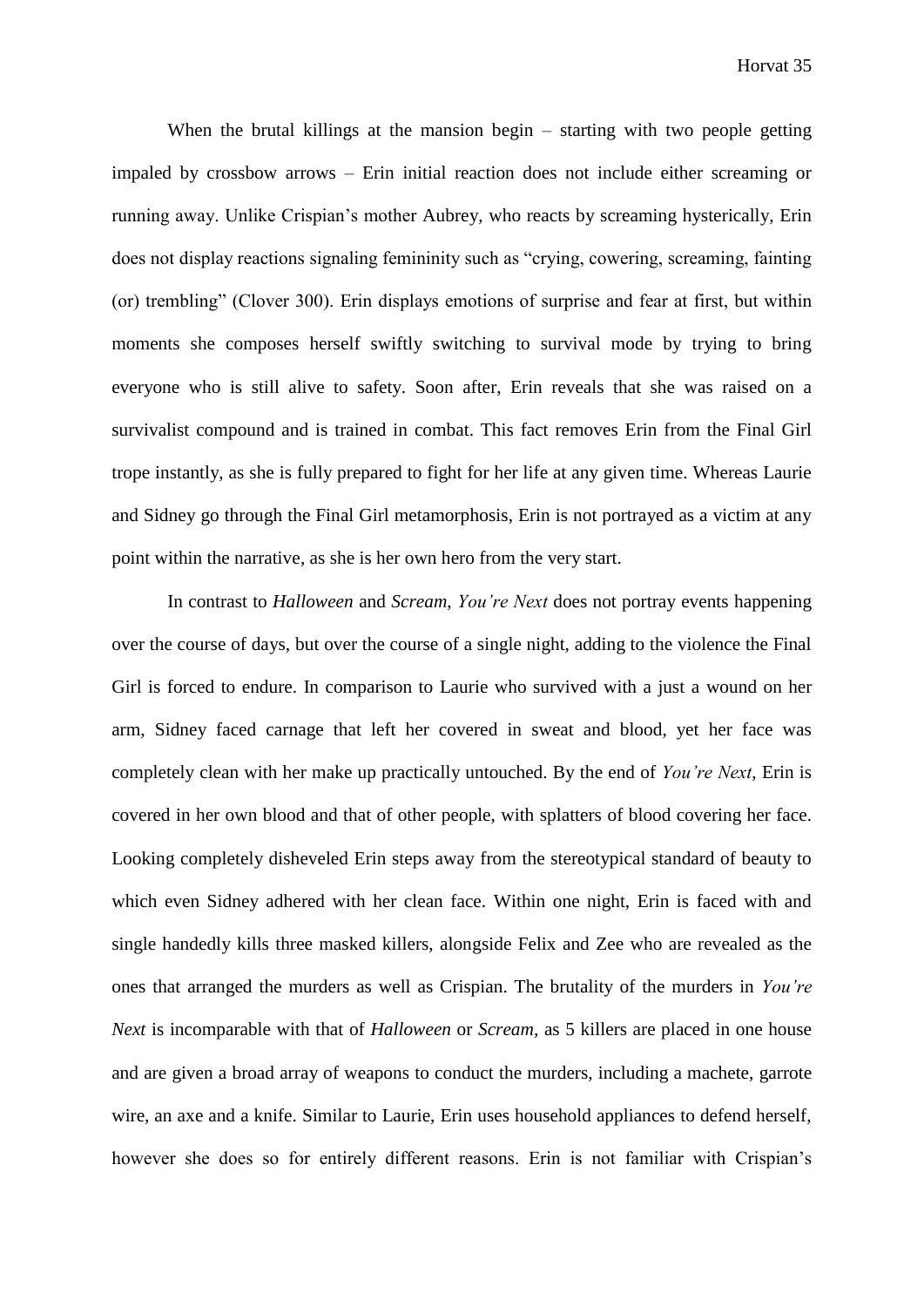When the brutal killings at the mansion begin – starting with two people getting impaled by crossbow arrows – Erin initial reaction does not include either screaming or running away. Unlike Crispian's mother Aubrey, who reacts by screaming hysterically, Erin does not display reactions signaling femininity such as "crying, cowering, screaming, fainting (or) trembling" (Clover 300). Erin displays emotions of surprise and fear at first, but within moments she composes herself swiftly switching to survival mode by trying to bring everyone who is still alive to safety. Soon after, Erin reveals that she was raised on a survivalist compound and is trained in combat. This fact removes Erin from the Final Girl trope instantly, as she is fully prepared to fight for her life at any given time. Whereas Laurie and Sidney go through the Final Girl metamorphosis, Erin is not portrayed as a victim at any point within the narrative, as she is her own hero from the very start.

In contrast to *Halloween* and *Scream*, *You're Next* does not portray events happening over the course of days, but over the course of a single night, adding to the violence the Final Girl is forced to endure. In comparison to Laurie who survived with a just a wound on her arm, Sidney faced carnage that left her covered in sweat and blood, yet her face was completely clean with her make up practically untouched. By the end of *You're Next*, Erin is covered in her own blood and that of other people, with splatters of blood covering her face. Looking completely disheveled Erin steps away from the stereotypical standard of beauty to which even Sidney adhered with her clean face. Within one night, Erin is faced with and single handedly kills three masked killers, alongside Felix and Zee who are revealed as the ones that arranged the murders as well as Crispian. The brutality of the murders in *You're Next* is incomparable with that of *Halloween* or *Scream,* as 5 killers are placed in one house and are given a broad array of weapons to conduct the murders, including a machete, garrote wire, an axe and a knife. Similar to Laurie, Erin uses household appliances to defend herself, however she does so for entirely different reasons. Erin is not familiar with Crispian's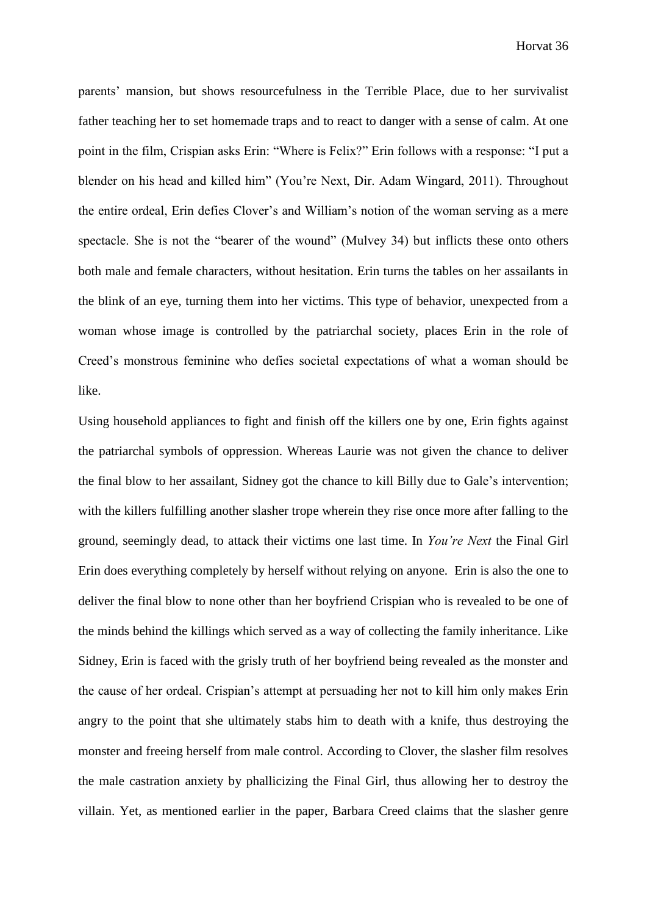parents' mansion, but shows resourcefulness in the Terrible Place, due to her survivalist father teaching her to set homemade traps and to react to danger with a sense of calm. At one point in the film, Crispian asks Erin: "Where is Felix?" Erin follows with a response: "I put a blender on his head and killed him" (You're Next, Dir. Adam Wingard, 2011). Throughout the entire ordeal, Erin defies Clover's and William's notion of the woman serving as a mere spectacle. She is not the "bearer of the wound" (Mulvey 34) but inflicts these onto others both male and female characters, without hesitation. Erin turns the tables on her assailants in the blink of an eye, turning them into her victims. This type of behavior, unexpected from a woman whose image is controlled by the patriarchal society, places Erin in the role of Creed's monstrous feminine who defies societal expectations of what a woman should be like.

Using household appliances to fight and finish off the killers one by one, Erin fights against the patriarchal symbols of oppression. Whereas Laurie was not given the chance to deliver the final blow to her assailant, Sidney got the chance to kill Billy due to Gale's intervention; with the killers fulfilling another slasher trope wherein they rise once more after falling to the ground, seemingly dead, to attack their victims one last time. In *You're Next* the Final Girl Erin does everything completely by herself without relying on anyone. Erin is also the one to deliver the final blow to none other than her boyfriend Crispian who is revealed to be one of the minds behind the killings which served as a way of collecting the family inheritance. Like Sidney, Erin is faced with the grisly truth of her boyfriend being revealed as the monster and the cause of her ordeal. Crispian's attempt at persuading her not to kill him only makes Erin angry to the point that she ultimately stabs him to death with a knife, thus destroying the monster and freeing herself from male control. According to Clover, the slasher film resolves the male castration anxiety by phallicizing the Final Girl, thus allowing her to destroy the villain. Yet, as mentioned earlier in the paper, Barbara Creed claims that the slasher genre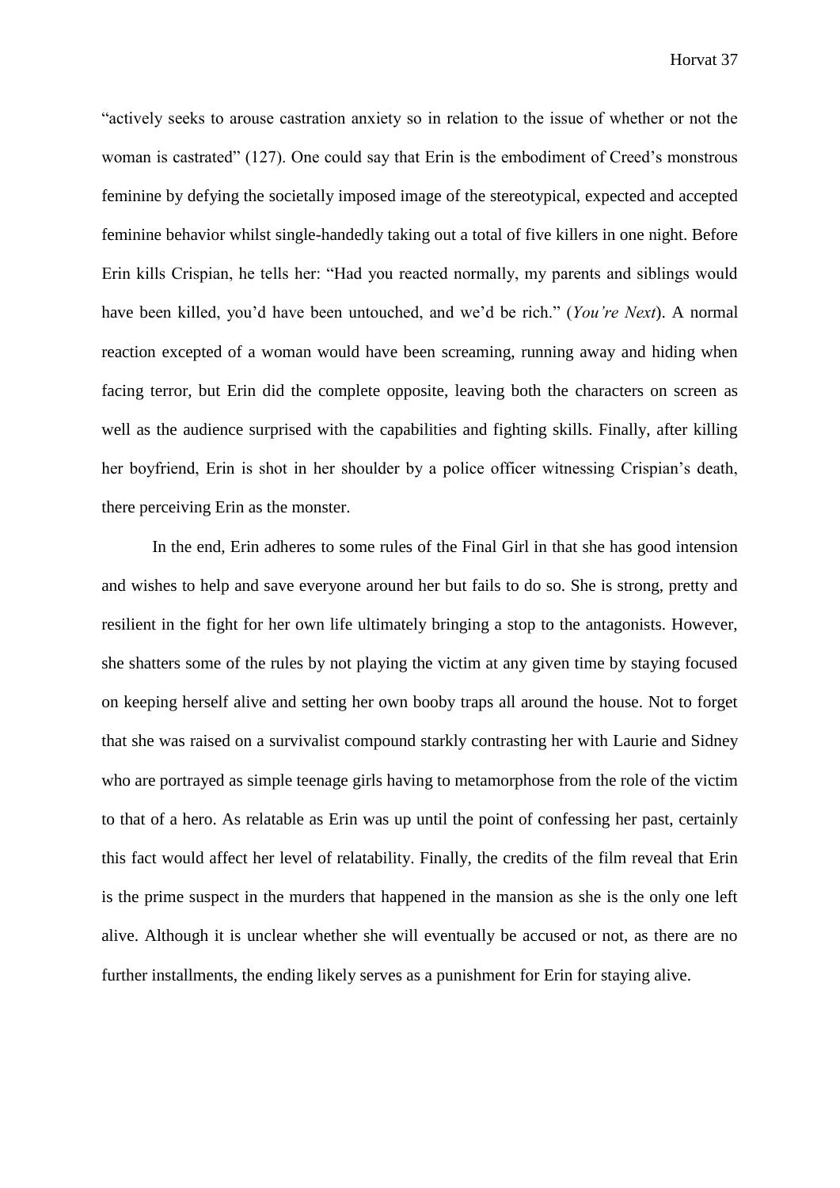"actively seeks to arouse castration anxiety so in relation to the issue of whether or not the woman is castrated" (127). One could say that Erin is the embodiment of Creed's monstrous feminine by defying the societally imposed image of the stereotypical, expected and accepted feminine behavior whilst single-handedly taking out a total of five killers in one night. Before Erin kills Crispian, he tells her: "Had you reacted normally, my parents and siblings would have been killed, you'd have been untouched, and we'd be rich." (*You're Next*). A normal reaction excepted of a woman would have been screaming, running away and hiding when facing terror, but Erin did the complete opposite, leaving both the characters on screen as well as the audience surprised with the capabilities and fighting skills. Finally, after killing her boyfriend, Erin is shot in her shoulder by a police officer witnessing Crispian's death, there perceiving Erin as the monster.

In the end, Erin adheres to some rules of the Final Girl in that she has good intension and wishes to help and save everyone around her but fails to do so. She is strong, pretty and resilient in the fight for her own life ultimately bringing a stop to the antagonists. However, she shatters some of the rules by not playing the victim at any given time by staying focused on keeping herself alive and setting her own booby traps all around the house. Not to forget that she was raised on a survivalist compound starkly contrasting her with Laurie and Sidney who are portrayed as simple teenage girls having to metamorphose from the role of the victim to that of a hero. As relatable as Erin was up until the point of confessing her past, certainly this fact would affect her level of relatability. Finally, the credits of the film reveal that Erin is the prime suspect in the murders that happened in the mansion as she is the only one left alive. Although it is unclear whether she will eventually be accused or not, as there are no further installments, the ending likely serves as a punishment for Erin for staying alive.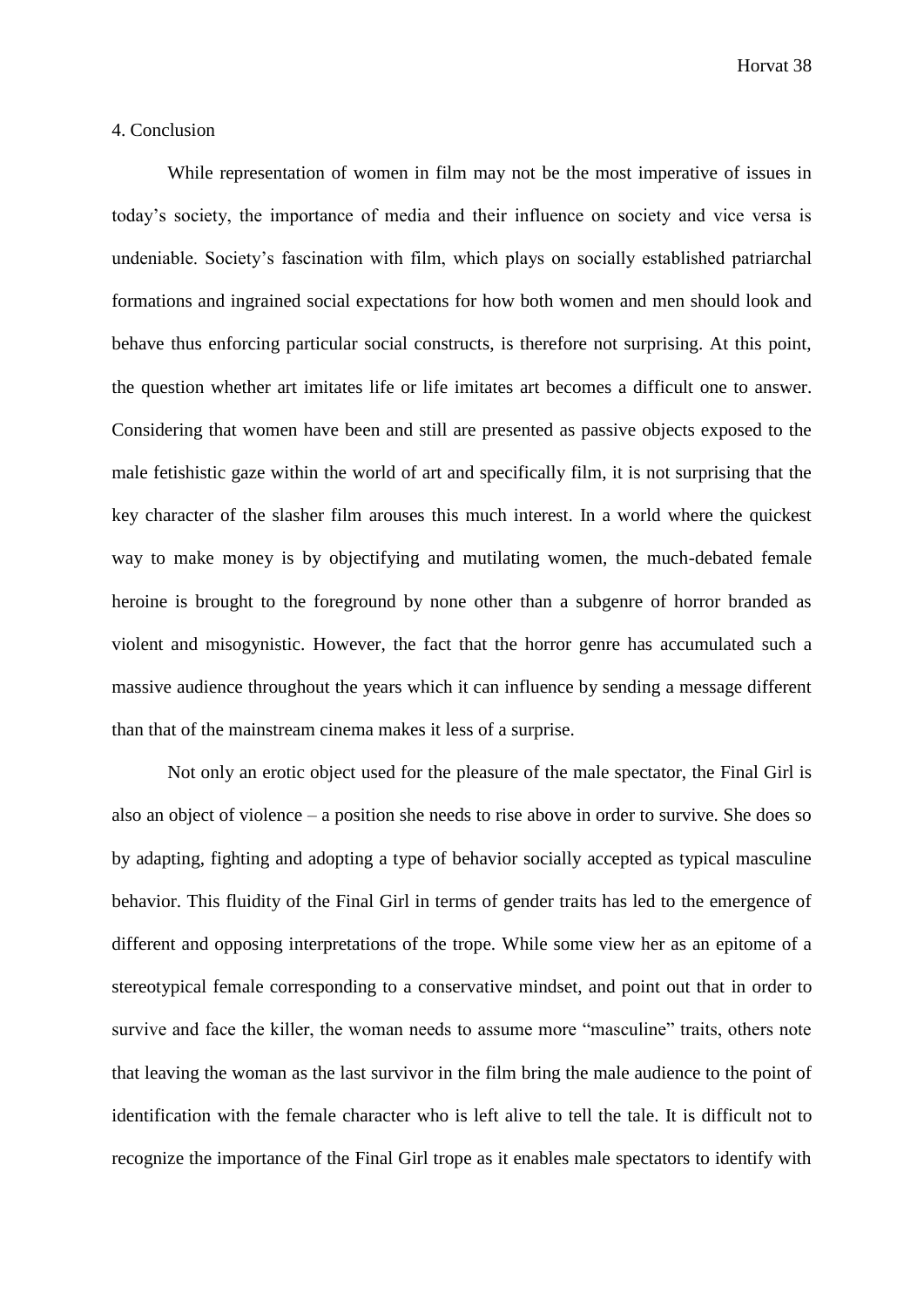## 4. Conclusion

While representation of women in film may not be the most imperative of issues in today's society, the importance of media and their influence on society and vice versa is undeniable. Society's fascination with film, which plays on socially established patriarchal formations and ingrained social expectations for how both women and men should look and behave thus enforcing particular social constructs, is therefore not surprising. At this point, the question whether art imitates life or life imitates art becomes a difficult one to answer. Considering that women have been and still are presented as passive objects exposed to the male fetishistic gaze within the world of art and specifically film, it is not surprising that the key character of the slasher film arouses this much interest. In a world where the quickest way to make money is by objectifying and mutilating women, the much-debated female heroine is brought to the foreground by none other than a subgenre of horror branded as violent and misogynistic. However, the fact that the horror genre has accumulated such a massive audience throughout the years which it can influence by sending a message different than that of the mainstream cinema makes it less of a surprise.

Not only an erotic object used for the pleasure of the male spectator, the Final Girl is also an object of violence – a position she needs to rise above in order to survive. She does so by adapting, fighting and adopting a type of behavior socially accepted as typical masculine behavior. This fluidity of the Final Girl in terms of gender traits has led to the emergence of different and opposing interpretations of the trope. While some view her as an epitome of a stereotypical female corresponding to a conservative mindset, and point out that in order to survive and face the killer, the woman needs to assume more "masculine" traits, others note that leaving the woman as the last survivor in the film bring the male audience to the point of identification with the female character who is left alive to tell the tale. It is difficult not to recognize the importance of the Final Girl trope as it enables male spectators to identify with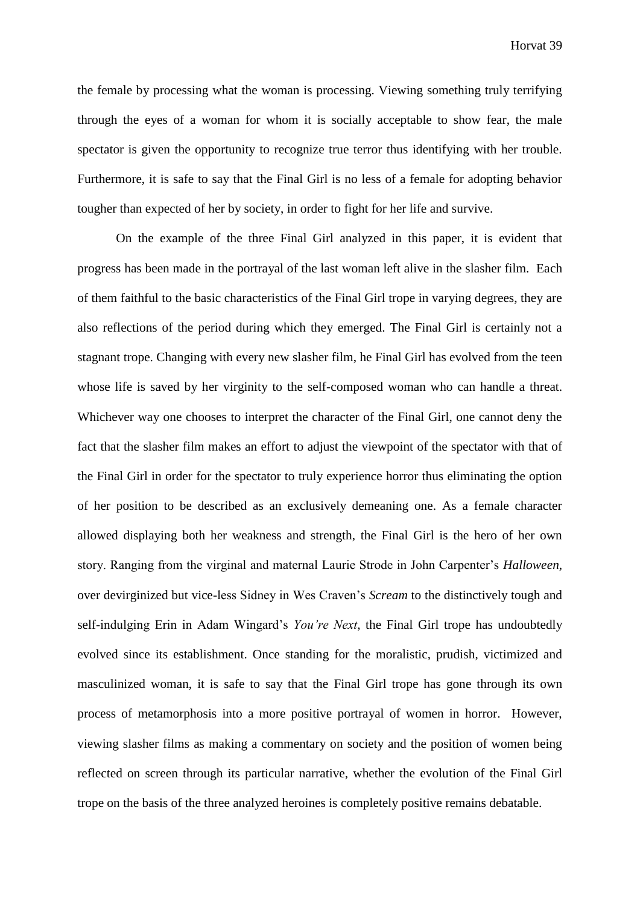the female by processing what the woman is processing. Viewing something truly terrifying through the eyes of a woman for whom it is socially acceptable to show fear, the male spectator is given the opportunity to recognize true terror thus identifying with her trouble. Furthermore, it is safe to say that the Final Girl is no less of a female for adopting behavior tougher than expected of her by society, in order to fight for her life and survive.

On the example of the three Final Girl analyzed in this paper, it is evident that progress has been made in the portrayal of the last woman left alive in the slasher film. Each of them faithful to the basic characteristics of the Final Girl trope in varying degrees, they are also reflections of the period during which they emerged. The Final Girl is certainly not a stagnant trope. Changing with every new slasher film, he Final Girl has evolved from the teen whose life is saved by her virginity to the self-composed woman who can handle a threat. Whichever way one chooses to interpret the character of the Final Girl, one cannot deny the fact that the slasher film makes an effort to adjust the viewpoint of the spectator with that of the Final Girl in order for the spectator to truly experience horror thus eliminating the option of her position to be described as an exclusively demeaning one. As a female character allowed displaying both her weakness and strength, the Final Girl is the hero of her own story. Ranging from the virginal and maternal Laurie Strode in John Carpenter's *Halloween*, over devirginized but vice-less Sidney in Wes Craven's *Scream* to the distinctively tough and self-indulging Erin in Adam Wingard's *You're Next*, the Final Girl trope has undoubtedly evolved since its establishment. Once standing for the moralistic, prudish, victimized and masculinized woman, it is safe to say that the Final Girl trope has gone through its own process of metamorphosis into a more positive portrayal of women in horror. However, viewing slasher films as making a commentary on society and the position of women being reflected on screen through its particular narrative, whether the evolution of the Final Girl trope on the basis of the three analyzed heroines is completely positive remains debatable.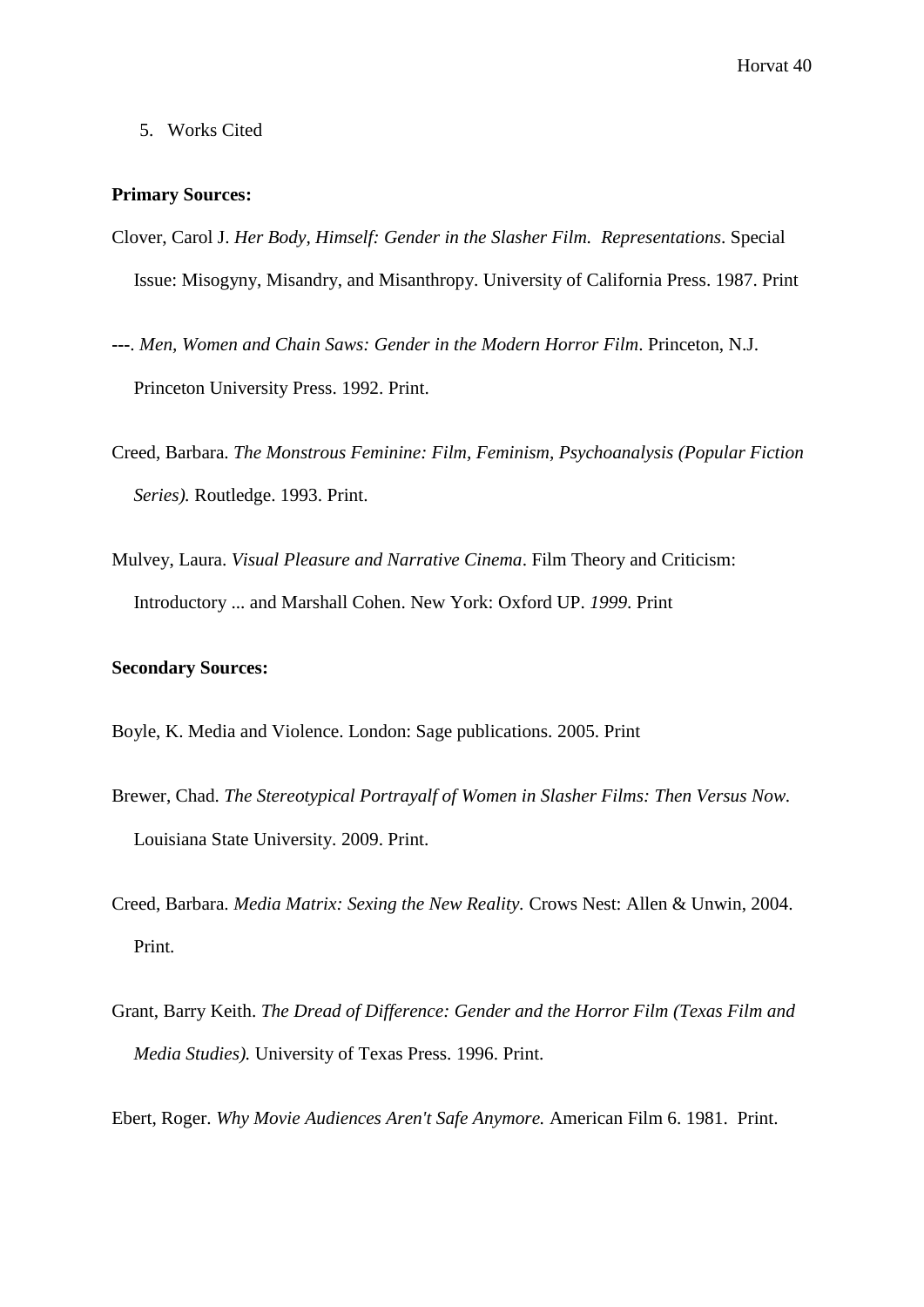5. Works Cited

**Primary Sources:**

Clover, Carol J. *Her Body, Himself: Gender in the Slasher Film. Representations*. Special Issue: Misogyny, Misandry, and Misanthropy. University of California Press. 1987. Print

---. *Men, Women and Chain Saws: Gender in the Modern Horror Film*. Princeton, N.J. Princeton University Press. 1992. Print.

Creed, Barbara. *The Monstrous Feminine: Film, Feminism, Psychoanalysis (Popular Fiction Series).* Routledge. 1993. Print.

Mulvey, Laura. *Visual Pleasure and Narrative Cinema*. Film Theory and Criticism: Introductory ... and Marshall Cohen. New York: Oxford UP. *1999*. Print

**Secondary Sources:**

Boyle, K. Media and Violence. London: Sage publications. 2005. Print

Brewer, Chad. *The Stereotypical Portrayalf of Women in Slasher Films: Then Versus Now.* Louisiana State University. 2009. Print.

Creed, Barbara. *Media Matrix: Sexing the New Reality.* Crows Nest: Allen & Unwin, 2004. Print.

Grant, Barry Keith. *The Dread of Difference: Gender and the Horror Film (Texas Film and Media Studies).* University of Texas Press. 1996. Print.

Ebert, Roger. *Why Movie Audiences Aren't Safe Anymore.* American Film 6. 1981. Print.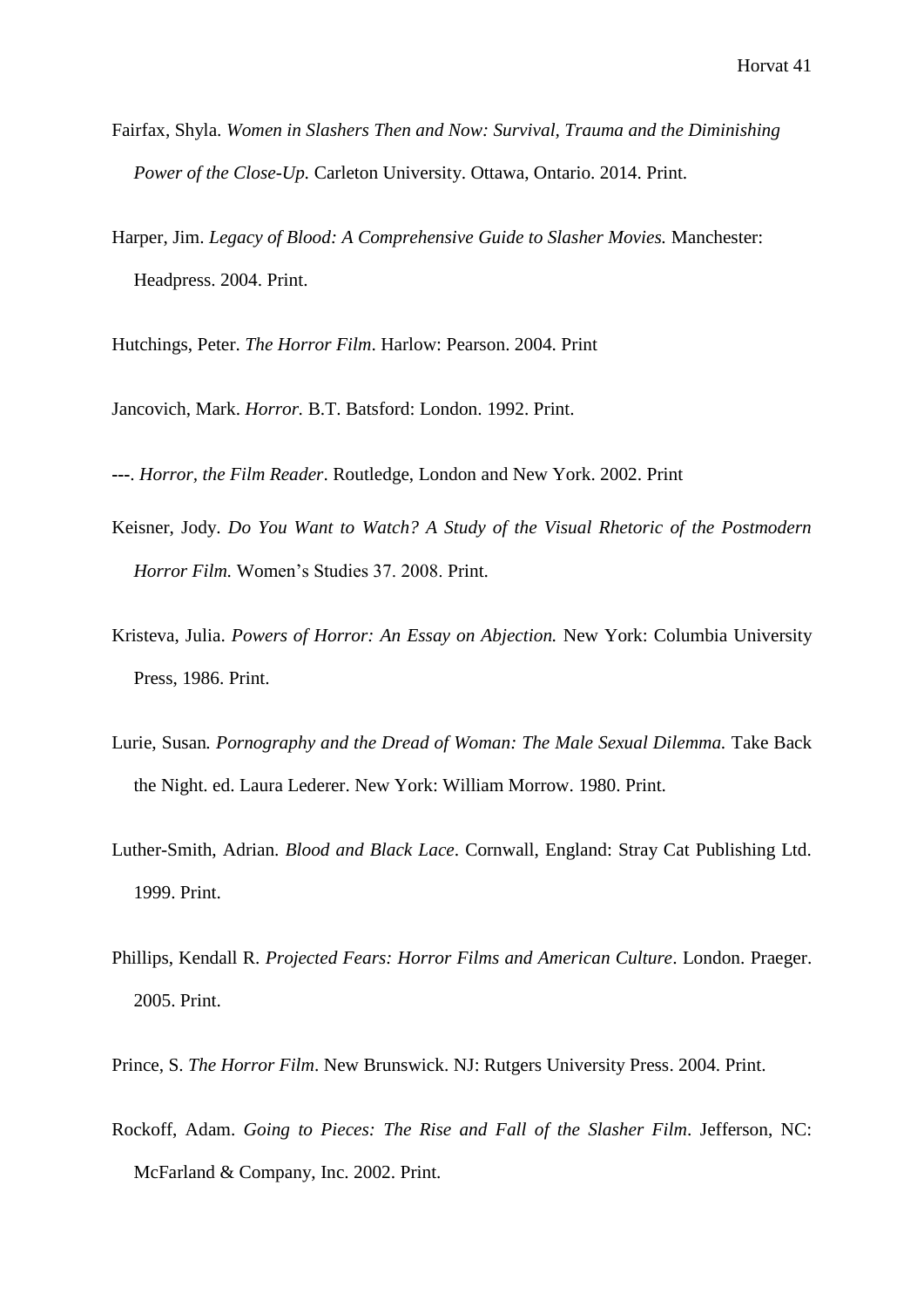Fairfax, Shyla. *Women in Slashers Then and Now: Survival, Trauma and the Diminishing Power of the Close-Up.* Carleton University. Ottawa, Ontario. 2014. Print.

Harper, Jim. *Legacy of Blood: A Comprehensive Guide to Slasher Movies.* Manchester: Headpress. 2004. Print.

Hutchings, Peter. *The Horror Film*. Harlow: Pearson. 2004. Print

Jancovich, Mark. *Horror.* B.T. Batsford: London. 1992. Print.

---. *Horror, the Film Reader*. Routledge, London and New York. 2002. Print

Keisner, Jody. *Do You Want to Watch? A Study of the Visual Rhetoric of the Postmodern Horror Film.* Women's Studies 37. 2008. Print.

Kristeva, Julia. *Powers of Horror: An Essay on Abjection.* New York: Columbia University Press, 1986. Print.

Lurie, Susan. *Pornography and the Dread of Woman: The Male Sexual Dilemma.* Take Back the Night. ed. Laura Lederer. New York: William Morrow. 1980. Print.

Luther-Smith, Adrian. *Blood and Black Lace*. Cornwall, England: Stray Cat Publishing Ltd. 1999. Print.

Phillips, Kendall R. *Projected Fears: Horror Films and American Culture*. London. Praeger. 2005. Print.

Prince, S. *The Horror Film*. New Brunswick. NJ: Rutgers University Press. 2004. Print.

Rockoff, Adam. *Going to Pieces: The Rise and Fall of the Slasher Film*. Jefferson, NC: McFarland & Company, Inc. 2002. Print.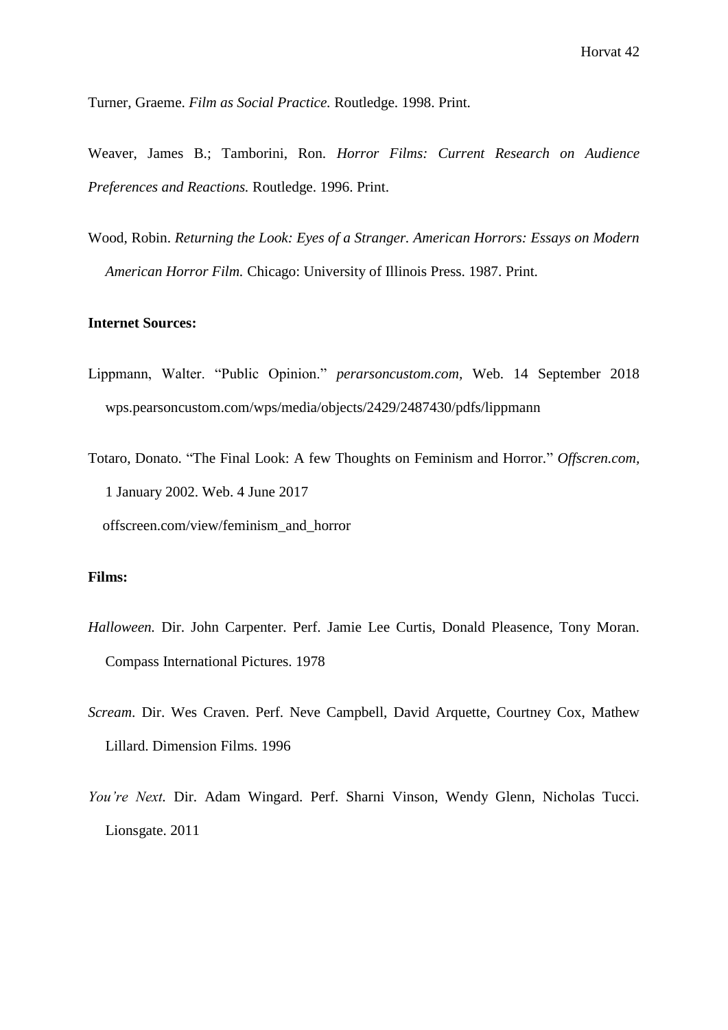Turner, Graeme. *Film as Social Practice.* Routledge. 1998. Print.

Weaver, James B.; Tamborini, Ron. *Horror Films: Current Research on Audience Preferences and Reactions.* Routledge. 1996. Print.

Wood, Robin. *Returning the Look: Eyes of a Stranger. American Horrors: Essays on Modern American Horror Film.* Chicago: University of Illinois Press. 1987. Print.

**Internet Sources:**

Lippmann, Walter. "Public Opinion." *perarsoncustom.com,* Web. 14 September 2018 wps.pearsoncustom.com/wps/media/objects/2429/2487430/pdfs/lippmann

Totaro, Donato. "The Final Look: A few Thoughts on Feminism and Horror." *Offscren.com,* 1 January 2002. Web. 4 June 2017 offscreen.com/view/feminism_and_horror

**Films:**

*Halloween.* Dir. John Carpenter. Perf. Jamie Lee Curtis, Donald Pleasence, Tony Moran. Compass International Pictures. 1978

*Scream*. Dir. Wes Craven. Perf. Neve Campbell, David Arquette, Courtney Cox, Mathew Lillard. Dimension Films. 1996

*You're Next.* Dir. Adam Wingard. Perf. Sharni Vinson, Wendy Glenn, Nicholas Tucci. Lionsgate. 2011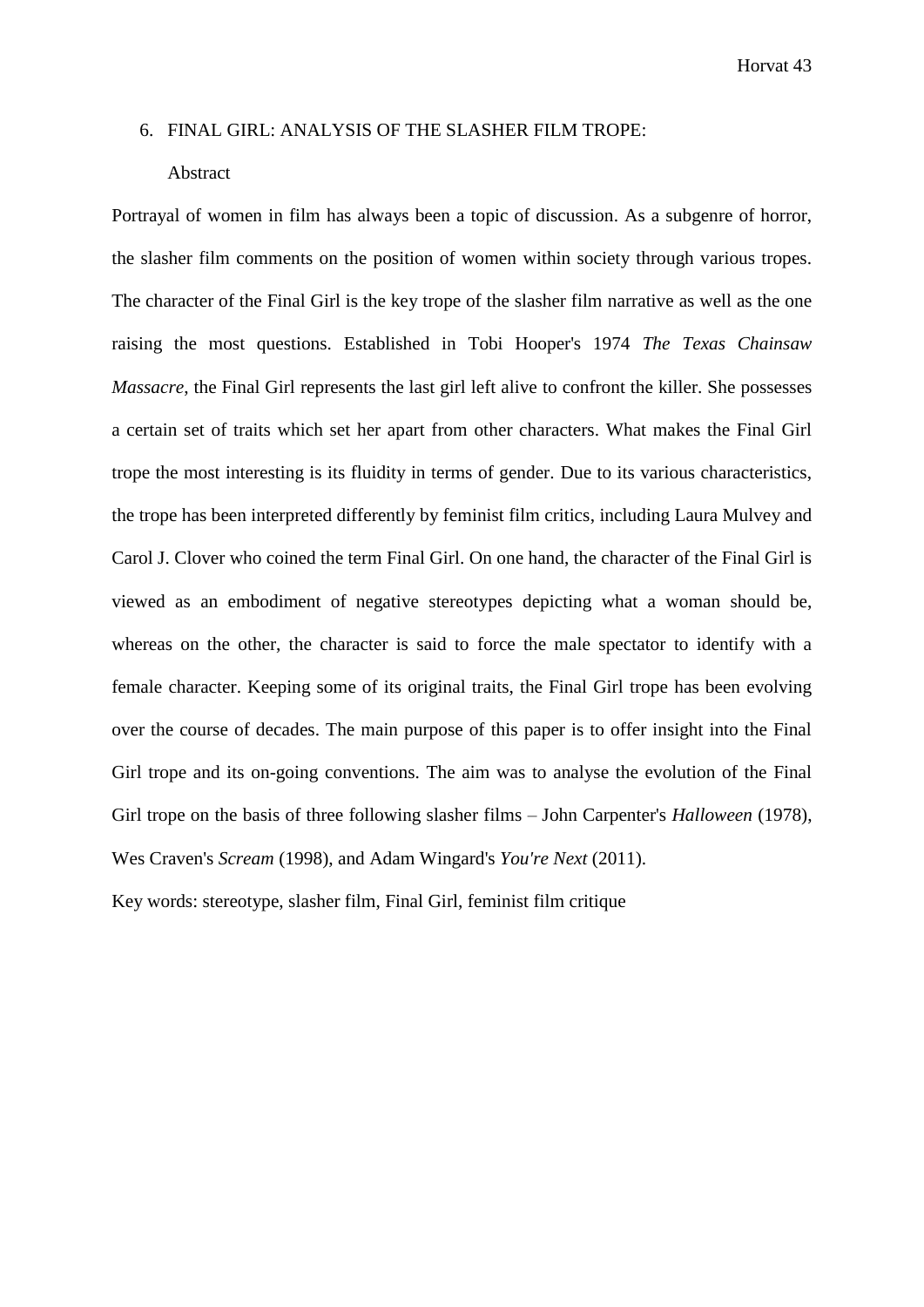6. FINAL GIRL: ANALYSIS OF THE SLASHER FILM TROPE:

Abstract

Portrayal of women in film has always been a topic of discussion. As a subgenre of horror, the slasher film comments on the position of women within society through various tropes. The character of the Final Girl is the key trope of the slasher film narrative as well as the one raising the most questions. Established in Tobi Hooper's 1974 *The Texas Chainsaw Massacre*, the Final Girl represents the last girl left alive to confront the killer. She possesses a certain set of traits which set her apart from other characters. What makes the Final Girl trope the most interesting is its fluidity in terms of gender. Due to its various characteristics, the trope has been interpreted differently by feminist film critics, including Laura Mulvey and Carol J. Clover who coined the term Final Girl. On one hand, the character of the Final Girl is viewed as an embodiment of negative stereotypes depicting what a woman should be, whereas on the other, the character is said to force the male spectator to identify with a female character. Keeping some of its original traits, the Final Girl trope has been evolving over the course of decades. The main purpose of this paper is to offer insight into the Final Girl trope and its on-going conventions. The aim was to analyse the evolution of the Final Girl trope on the basis of three following slasher films – John Carpenter's *Halloween* (1978), Wes Craven's *Scream* (1998), and Adam Wingard's *You're Next* (2011).

Key words: stereotype, slasher film, Final Girl, feminist film critique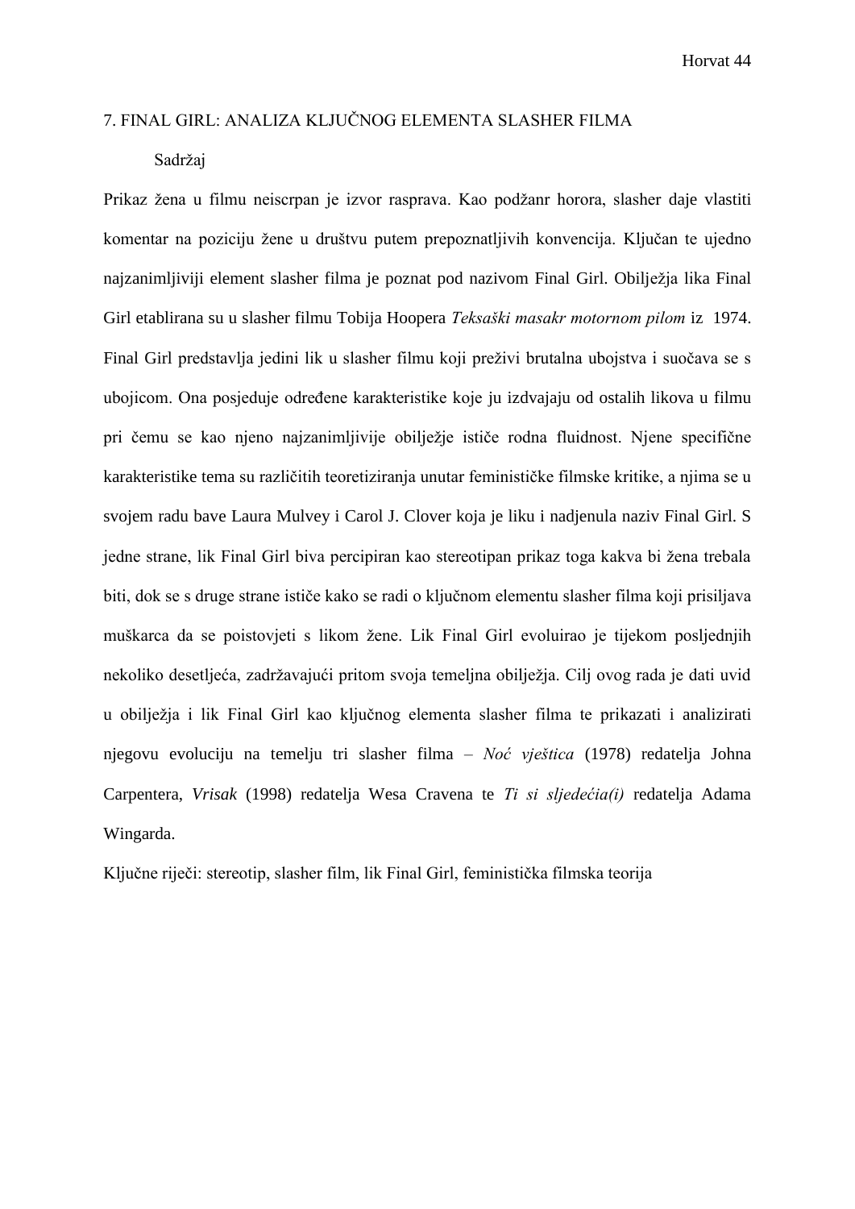## 7. FINAL GIRL: ANALIZA KLJUČNOG ELEMENTA SLASHER FILMA

Sadržaj

Prikaz žena u filmu neiscrpan je izvor rasprava. Kao podžanr horora, slasher daje vlastiti komentar na poziciju žene u društvu putem prepoznatljivih konvencija. Ključan te ujedno najzanimljiviji element slasher filma je poznat pod nazivom Final Girl. Obilježja lika Final Girl etablirana su u slasher filmu Tobija Hoopera *Teksaški masakr motornom pilom* iz 1974. Final Girl predstavlja jedini lik u slasher filmu koji preživi brutalna ubojstva i suočava se s ubojicom. Ona posjeduje određene karakteristike koje ju izdvajaju od ostalih likova u filmu pri čemu se kao njeno najzanimljivije obilježje ističe rodna fluidnost. Njene specifične karakteristike tema su različitih teoretiziranja unutar feminističke filmske kritike, a njima se u svojem radu bave Laura Mulvey i Carol J. Clover koja je liku i nadjenula naziv Final Girl. S jedne strane, lik Final Girl biva percipiran kao stereotipan prikaz toga kakva bi žena trebala biti, dok se s druge strane ističe kako se radi o ključnom elementu slasher filma koji prisiljava muškarca da se poistovjeti s likom žene. Lik Final Girl evoluirao je tijekom posljednjih nekoliko desetljeća, zadržavajući pritom svoja temeljna obilježja. Cilj ovog rada je dati uvid u obilježja i lik Final Girl kao ključnog elementa slasher filma te prikazati i analizirati njegovu evoluciju na temelju tri slasher filma – *Noć vještica* (1978) redatelja Johna Carpentera, *Vrisak* (1998) redatelja Wesa Cravena te *Ti si sljedeći(a)* redatelja Adama Wingarda.

Ključne riječi: stereotip, slasher film, lik Final Girl, feministička filmska teorija